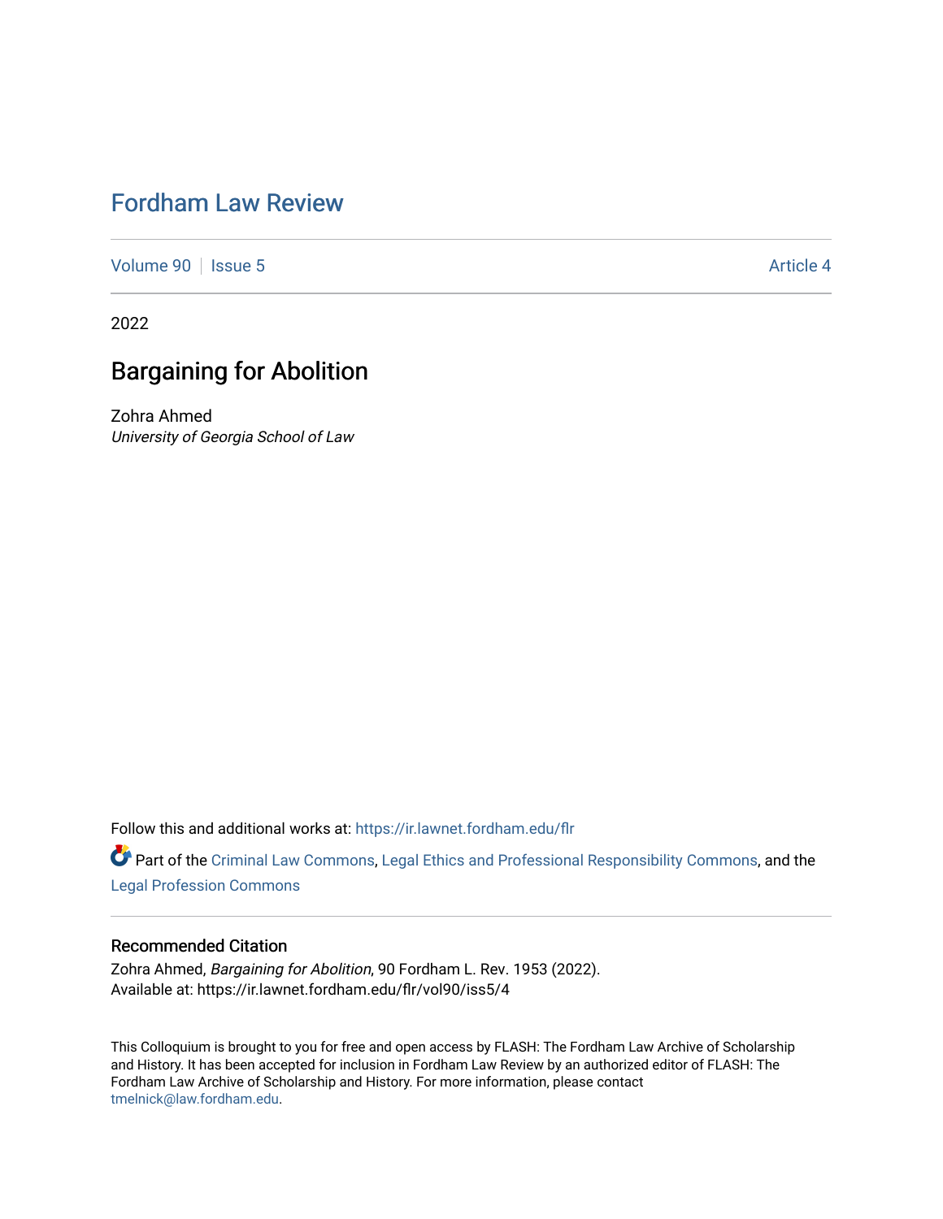# Fordham Law Review

Volume 90 | Issue 5 | Article 4

2022

## Bargaining for Abolition

Zohra Ahmed
*University of Georgia School of Law*

Follow this and additional works at: https://ir.lawnet.fordham.edu/flr

Part of the Criminal Law Commons, Legal Ethics and Professional Responsibility Commons, and the Legal Profession Commons

### Recommended Citation

Zohra Ahmed, *Bargaining for Abolition*, 90 Fordham L. Rev. 1953 (2022).
Available at: https://ir.lawnet.fordham.edu/flr/vol90/iss5/4

This Colloquium is brought to you for free and open access by FLASH: The Fordham Law Archive of Scholarship and History. It has been accepted for inclusion in Fordham Law Review by an authorized editor of FLASH: The Fordham Law Archive of Scholarship and History. For more information, please contact tmelnick@law.fordham.edu.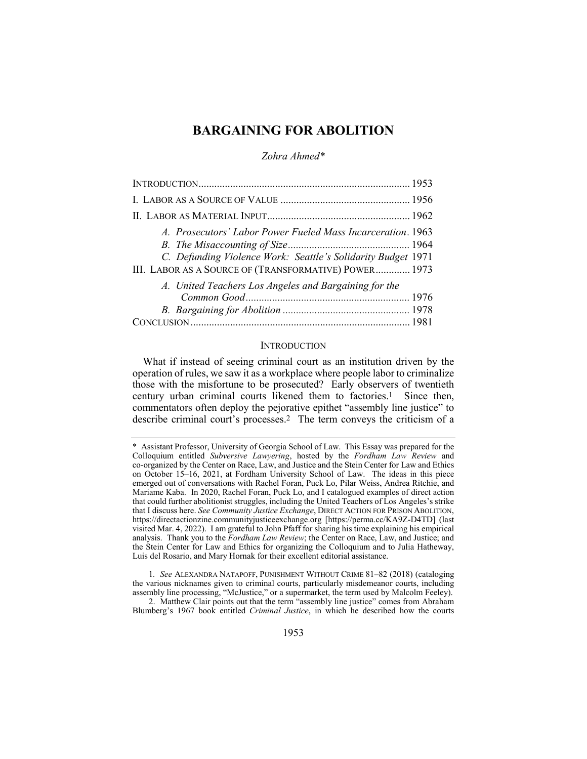# BARGAINING FOR ABOLITION

*Zohra Ahmed\**

| | |
|---|---|
| INTRODUCTION | 1953 |
| I. LABOR AS A SOURCE OF VALUE | 1956 |
| II. LABOR AS MATERIAL INPUT | 1962 |
| *A. Prosecutors' Labor Power Fueled Mass Incarceration* | 1963 |
| *B. The Misaccounting of Size* | 1964 |
| *C. Defunding Violence Work: Seattle's Solidarity Budget* | 1971 |
| III. LABOR AS A SOURCE OF (TRANSFORMATIVE) POWER | 1973 |
| *A. United Teachers Los Angeles and Bargaining for the Common Good* | 1976 |
| *B. Bargaining for Abolition* | 1978 |
| CONCLUSION | 1981 |

## INTRODUCTION

What if instead of seeing criminal court as an institution driven by the operation of rules, we saw it as a workplace where people labor to criminalize those with the misfortune to be prosecuted? Early observers of twentieth century urban criminal courts likened them to factories.[1] Since then, commentators often deploy the pejorative epithet "assembly line justice" to describe criminal court's processes.[2] The term conveys the criticism of a

---

\* Assistant Professor, University of Georgia School of Law. This Essay was prepared for the Colloquium entitled *Subversive Lawyering*, hosted by the *Fordham Law Review* and co-organized by the Center on Race, Law, and Justice and the Stein Center for Law and Ethics on October 15–16, 2021, at Fordham University School of Law. The ideas in this piece emerged out of conversations with Rachel Foran, Puck Lo, Pilar Weiss, Andrea Ritchie, and Mariame Kaba. In 2020, Rachel Foran, Puck Lo, and I catalogued examples of direct action that could further abolitionist struggles, including the United Teachers of Los Angeles's strike that I discuss here. *See Community Justice Exchange*, DIRECT ACTION FOR PRISON ABOLITION, https://directactionzine.communityjusticeexchange.org [https://perma.cc/KA9Z-D4TD] (last visited Mar. 4, 2022). I am grateful to John Pfaff for sharing his time explaining his empirical analysis. Thank you to the *Fordham Law Review*; the Center on Race, Law, and Justice; and the Stein Center for Law and Ethics for organizing the Colloquium and to Julia Hatheway, Luis del Rosario, and Mary Hornak for their excellent editorial assistance.

1. *See* ALEXANDRA NATAPOFF, PUNISHMENT WITHOUT CRIME 81–82 (2018) (cataloging the various nicknames given to criminal courts, particularly misdemeanor courts, including assembly line processing, "McJustice," or a supermarket, the term used by Malcolm Feeley).

2. Matthew Clair points out that the term "assembly line justice" comes from Abraham Blumberg's 1967 book entitled *Criminal Justice*, in which he described how the courts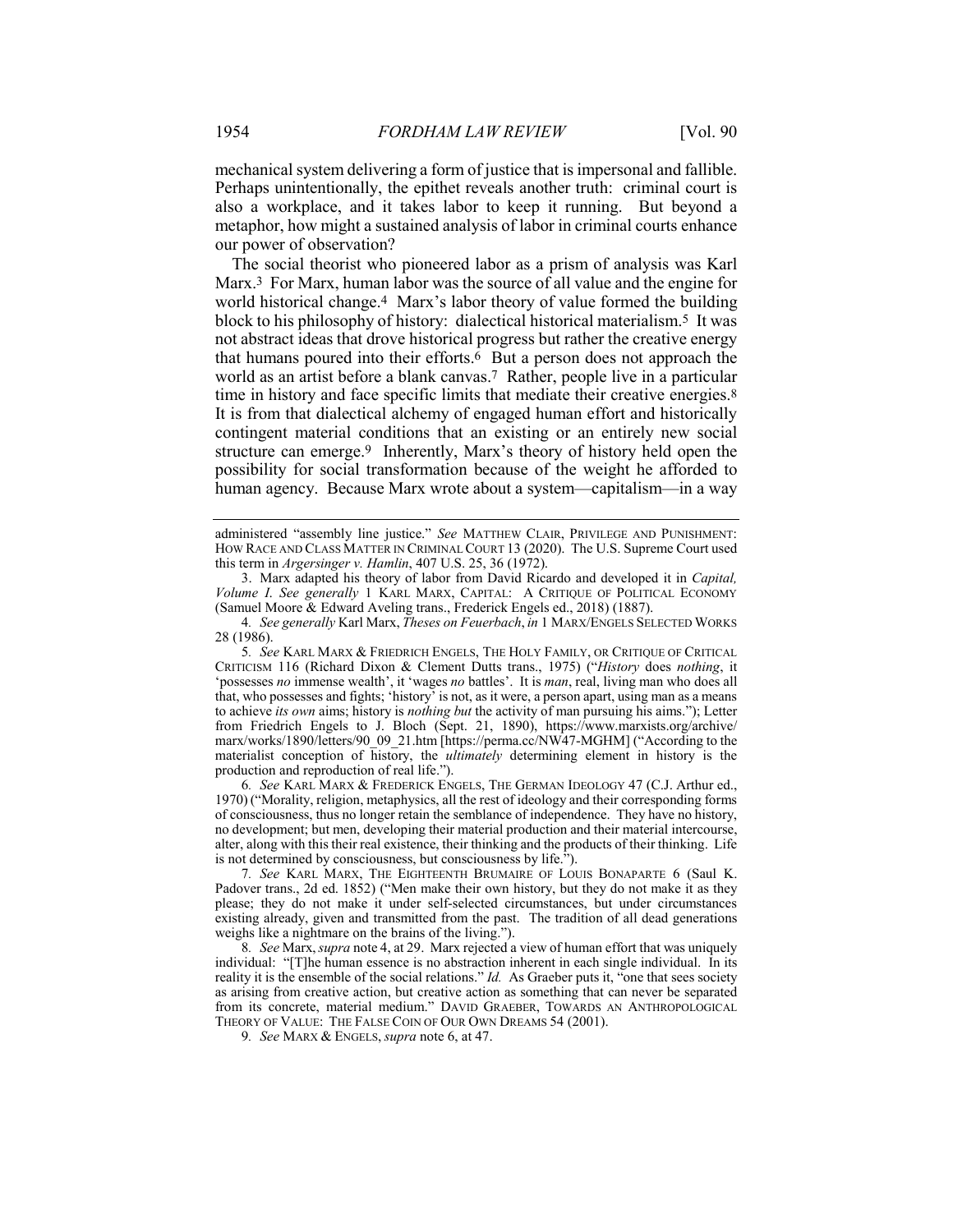mechanical system delivering a form of justice that is impersonal and fallible. Perhaps unintentionally, the epithet reveals another truth: criminal court is also a workplace, and it takes labor to keep it running. But beyond a metaphor, how might a sustained analysis of labor in criminal courts enhance our power of observation?

The social theorist who pioneered labor as a prism of analysis was Karl Marx.[3] For Marx, human labor was the source of all value and the engine for world historical change.[4] Marx's labor theory of value formed the building block to his philosophy of history: dialectical historical materialism.[5] It was not abstract ideas that drove historical progress but rather the creative energy that humans poured into their efforts.[6] But a person does not approach the world as an artist before a blank canvas.[7] Rather, people live in a particular time in history and face specific limits that mediate their creative energies.[8] It is from that dialectical alchemy of engaged human effort and historically contingent material conditions that an existing or an entirely new social structure can emerge.[9] Inherently, Marx's theory of history held open the possibility for social transformation because of the weight he afforded to human agency. Because Marx wrote about a system—capitalism—in a way

---

administered "assembly line justice." *See* MATTHEW CLAIR, PRIVILEGE AND PUNISHMENT: HOW RACE AND CLASS MATTER IN CRIMINAL COURT 13 (2020). The U.S. Supreme Court used this term in *Argersinger v. Hamlin*, 407 U.S. 25, 36 (1972).

3. Marx adapted his theory of labor from David Ricardo and developed it in *Capital, Volume I*. *See generally* 1 KARL MARX, CAPITAL: A CRITIQUE OF POLITICAL ECONOMY (Samuel Moore & Edward Aveling trans., Frederick Engels ed., 2018) (1887).

4. *See generally* Karl Marx, *Theses on Feuerbach*, *in* 1 MARX/ENGELS SELECTED WORKS 28 (1986).

5. *See* KARL MARX & FRIEDRICH ENGELS, THE HOLY FAMILY, OR CRITIQUE OF CRITICAL CRITICISM 116 (Richard Dixon & Clement Dutts trans., 1975) ("*History* does *nothing*, it 'possesses *no* immense wealth', it 'wages *no* battles'. It is *man*, real, living man who does all that, who possesses and fights; 'history' is not, as it were, a person apart, using man as a means to achieve *its own* aims; history is *nothing but* the activity of man pursuing his aims."); Letter from Friedrich Engels to J. Bloch (Sept. 21, 1890), https://www.marxists.org/archive/marx/works/1890/letters/90_09_21.htm [https://perma.cc/NW47-MGHM] ("According to the materialist conception of history, the *ultimately* determining element in history is the production and reproduction of real life.").

6. *See* KARL MARX & FREDERICK ENGELS, THE GERMAN IDEOLOGY 47 (C.J. Arthur ed., 1970) ("Morality, religion, metaphysics, all the rest of ideology and their corresponding forms of consciousness, thus no longer retain the semblance of independence. They have no history, no development; but men, developing their material production and their material intercourse, alter, along with this their real existence, their thinking and the products of their thinking. Life is not determined by consciousness, but consciousness by life.").

7. *See* KARL MARX, THE EIGHTEENTH BRUMAIRE OF LOUIS BONAPARTE 6 (Saul K. Padover trans., 2d ed. 1852) ("Men make their own history, but they do not make it as they please; they do not make it under self-selected circumstances, but under circumstances existing already, given and transmitted from the past. The tradition of all dead generations weighs like a nightmare on the brains of the living.").

8. *See* Marx, *supra* note 4, at 29. Marx rejected a view of human effort that was uniquely individual: "[T]he human essence is no abstraction inherent in each single individual. In its reality it is the ensemble of the social relations." *Id.* As Graeber puts it, "one that sees society as arising from creative action, but creative action as something that can never be separated from its concrete, material medium." DAVID GRAEBER, TOWARDS AN ANTHROPOLOGICAL THEORY OF VALUE: THE FALSE COIN OF OUR OWN DREAMS 54 (2001).

9. *See* MARX & ENGELS, *supra* note 6, at 47.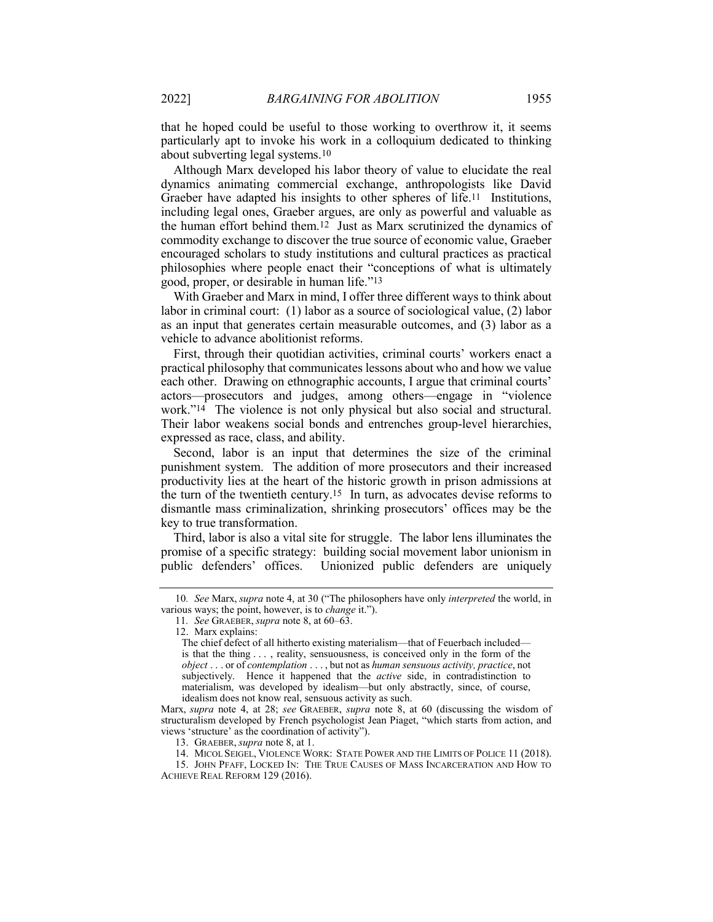that he hoped could be useful to those working to overthrow it, it seems particularly apt to invoke his work in a colloquium dedicated to thinking about subverting legal systems.[10]

Although Marx developed his labor theory of value to elucidate the real dynamics animating commercial exchange, anthropologists like David Graeber have adapted his insights to other spheres of life.[11] Institutions, including legal ones, Graeber argues, are only as powerful and valuable as the human effort behind them.[12] Just as Marx scrutinized the dynamics of commodity exchange to discover the true source of economic value, Graeber encouraged scholars to study institutions and cultural practices as practical philosophies where people enact their "conceptions of what is ultimately good, proper, or desirable in human life."[13]

With Graeber and Marx in mind, I offer three different ways to think about labor in criminal court: (1) labor as a source of sociological value, (2) labor as an input that generates certain measurable outcomes, and (3) labor as a vehicle to advance abolitionist reforms.

First, through their quotidian activities, criminal courts' workers enact a practical philosophy that communicates lessons about who and how we value each other. Drawing on ethnographic accounts, I argue that criminal courts' actors—prosecutors and judges, among others—engage in "violence work."[14] The violence is not only physical but also social and structural. Their labor weakens social bonds and entrenches group-level hierarchies, expressed as race, class, and ability.

Second, labor is an input that determines the size of the criminal punishment system. The addition of more prosecutors and their increased productivity lies at the heart of the historic growth in prison admissions at the turn of the twentieth century.[15] In turn, as advocates devise reforms to dismantle mass criminalization, shrinking prosecutors' offices may be the key to true transformation.

Third, labor is also a vital site for struggle. The labor lens illuminates the promise of a specific strategy: building social movement labor unionism in public defenders' offices. Unionized public defenders are uniquely

---

10. *See* Marx, *supra* note 4, at 30 ("The philosophers have only *interpreted* the world, in various ways; the point, however, is to *change* it.").

11. *See* GRAEBER, *supra* note 8, at 60–63.

12. Marx explains:

> The chief defect of all hitherto existing materialism—that of Feuerbach included—is that the thing . . . , reality, sensuousness, is conceived only in the form of the *object* . . . or of *contemplation* . . . , but not as *human sensuous activity, practice*, not subjectively. Hence it happened that the *active* side, in contradistinction to materialism, was developed by idealism—but only abstractly, since, of course, idealism does not know real, sensuous activity as such.

Marx, *supra* note 4, at 28; *see* GRAEBER, *supra* note 8, at 60 (discussing the wisdom of structuralism developed by French psychologist Jean Piaget, "which starts from action, and views 'structure' as the coordination of activity").

13. GRAEBER, *supra* note 8, at 1.

14. MICOL SEIGEL, VIOLENCE WORK: STATE POWER AND THE LIMITS OF POLICE 11 (2018).

15. JOHN PFAFF, LOCKED IN: THE TRUE CAUSES OF MASS INCARCERATION AND HOW TO ACHIEVE REAL REFORM 129 (2016).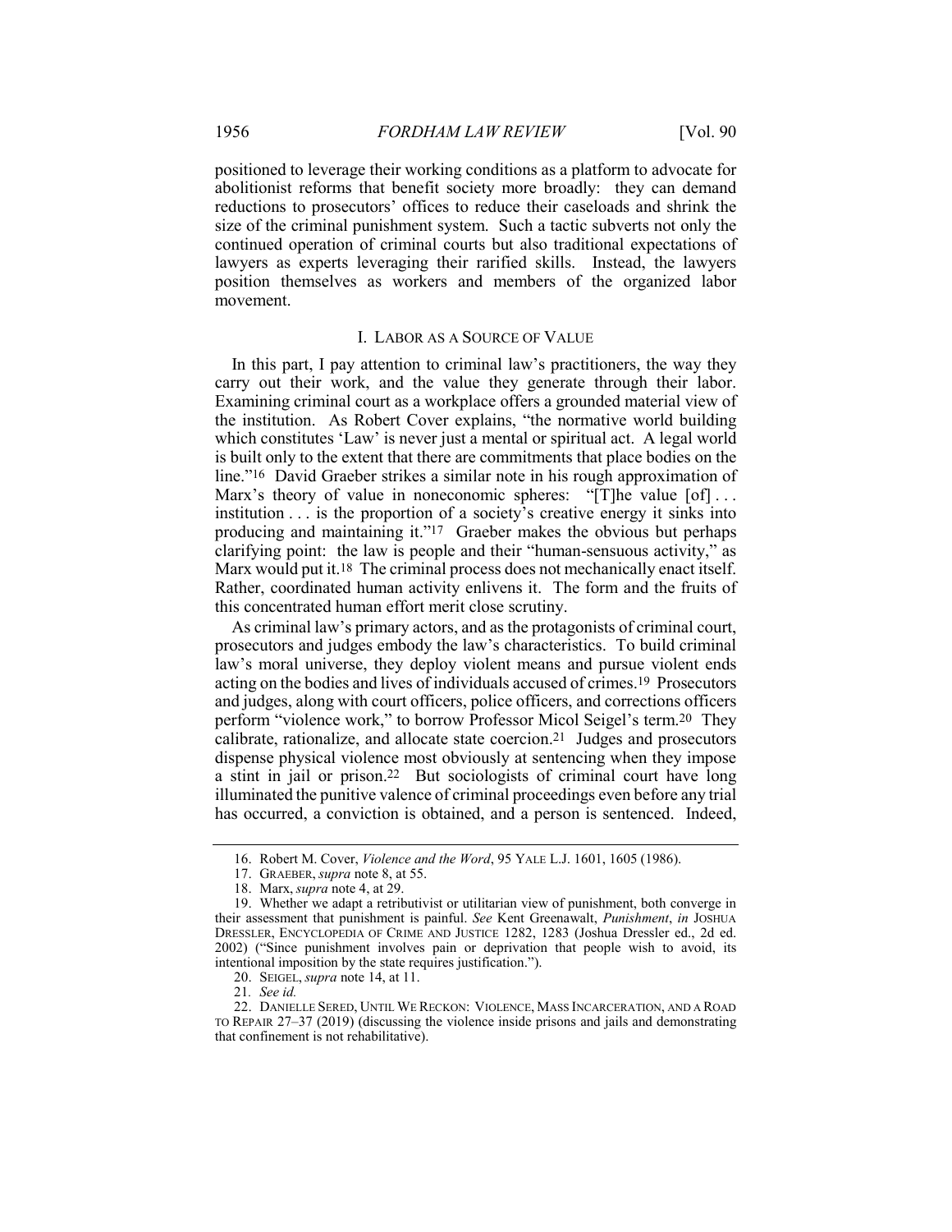positioned to leverage their working conditions as a platform to advocate for abolitionist reforms that benefit society more broadly: they can demand reductions to prosecutors' offices to reduce their caseloads and shrink the size of the criminal punishment system. Such a tactic subverts not only the continued operation of criminal courts but also traditional expectations of lawyers as experts leveraging their rarified skills. Instead, the lawyers position themselves as workers and members of the organized labor movement.

## I. LABOR AS A SOURCE OF VALUE

In this part, I pay attention to criminal law's practitioners, the way they carry out their work, and the value they generate through their labor. Examining criminal court as a workplace offers a grounded material view of the institution. As Robert Cover explains, "the normative world building which constitutes 'Law' is never just a mental or spiritual act. A legal world is built only to the extent that there are commitments that place bodies on the line."[16] David Graeber strikes a similar note in his rough approximation of Marx's theory of value in noneconomic spheres: "[T]he value [of] . . . institution . . . is the proportion of a society's creative energy it sinks into producing and maintaining it."[17] Graeber makes the obvious but perhaps clarifying point: the law is people and their "human-sensuous activity," as Marx would put it.[18] The criminal process does not mechanically enact itself. Rather, coordinated human activity enlivens it. The form and the fruits of this concentrated human effort merit close scrutiny.

As criminal law's primary actors, and as the protagonists of criminal court, prosecutors and judges embody the law's characteristics. To build criminal law's moral universe, they deploy violent means and pursue violent ends acting on the bodies and lives of individuals accused of crimes.[19] Prosecutors and judges, along with court officers, police officers, and corrections officers perform "violence work," to borrow Professor Micol Seigel's term.[20] They calibrate, rationalize, and allocate state coercion.[21] Judges and prosecutors dispense physical violence most obviously at sentencing when they impose a stint in jail or prison.[22] But sociologists of criminal court have long illuminated the punitive valence of criminal proceedings even before any trial has occurred, a conviction is obtained, and a person is sentenced. Indeed,

---

16. Robert M. Cover, *Violence and the Word*, 95 YALE L.J. 1601, 1605 (1986).

17. GRAEBER, *supra* note 8, at 55.

18. Marx, *supra* note 4, at 29.

19. Whether we adapt a retributivist or utilitarian view of punishment, both converge in their assessment that punishment is painful. *See* Kent Greenawalt, *Punishment*, *in* JOSHUA DRESSLER, ENCYCLOPEDIA OF CRIME AND JUSTICE 1282, 1283 (Joshua Dressler ed., 2d ed. 2002) ("Since punishment involves pain or deprivation that people wish to avoid, its intentional imposition by the state requires justification.").

20. SEIGEL, *supra* note 14, at 11.

21. *See id.*

22. DANIELLE SERED, UNTIL WE RECKON: VIOLENCE, MASS INCARCERATION, AND A ROAD TO REPAIR 27–37 (2019) (discussing the violence inside prisons and jails and demonstrating that confinement is not rehabilitative).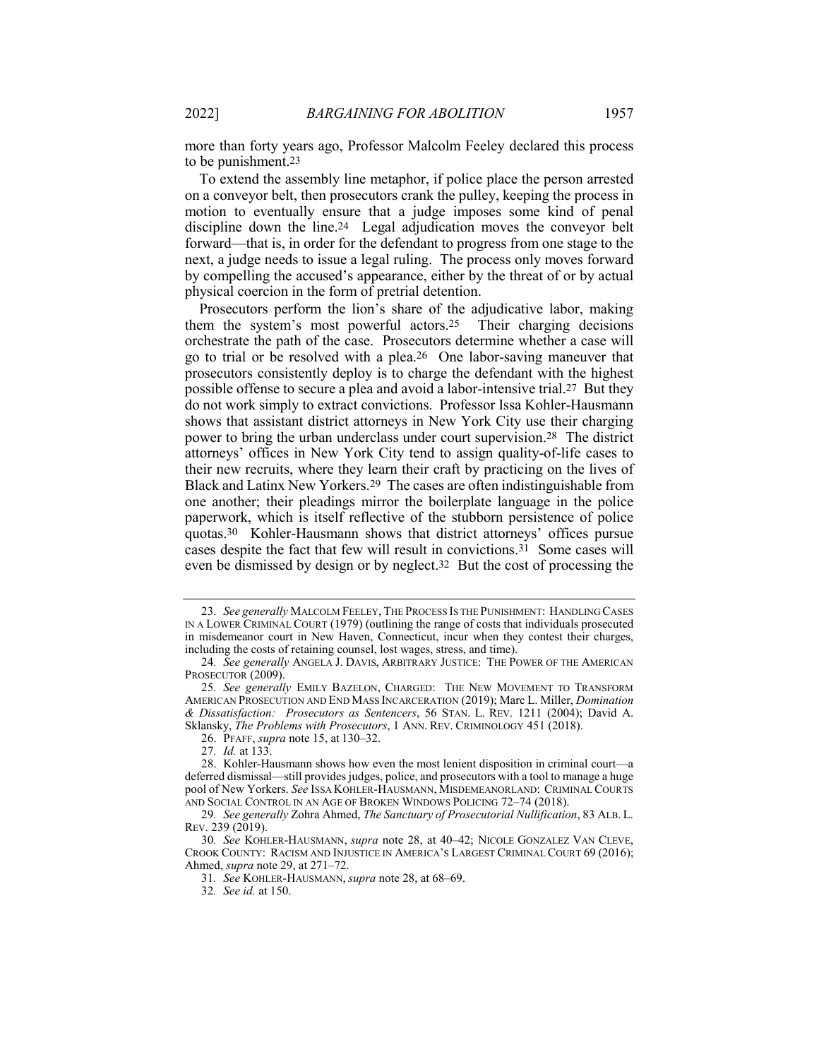more than forty years ago, Professor Malcolm Feeley declared this process to be punishment.[23]

To extend the assembly line metaphor, if police place the person arrested on a conveyor belt, then prosecutors crank the pulley, keeping the process in motion to eventually ensure that a judge imposes some kind of penal discipline down the line.[24] Legal adjudication moves the conveyor belt forward—that is, in order for the defendant to progress from one stage to the next, a judge needs to issue a legal ruling. The process only moves forward by compelling the accused's appearance, either by the threat of or by actual physical coercion in the form of pretrial detention.

Prosecutors perform the lion's share of the adjudicative labor, making them the system's most powerful actors.[25] Their charging decisions orchestrate the path of the case. Prosecutors determine whether a case will go to trial or be resolved with a plea.[26] One labor-saving maneuver that prosecutors consistently deploy is to charge the defendant with the highest possible offense to secure a plea and avoid a labor-intensive trial.[27] But they do not work simply to extract convictions. Professor Issa Kohler-Hausmann shows that assistant district attorneys in New York City use their charging power to bring the urban underclass under court supervision.[28] The district attorneys' offices in New York City tend to assign quality-of-life cases to their new recruits, where they learn their craft by practicing on the lives of Black and Latinx New Yorkers.[29] The cases are often indistinguishable from one another; their pleadings mirror the boilerplate language in the police paperwork, which is itself reflective of the stubborn persistence of police quotas.[30] Kohler-Hausmann shows that district attorneys' offices pursue cases despite the fact that few will result in convictions.[31] Some cases will even be dismissed by design or by neglect.[32] But the cost of processing the

---

23. *See generally* MALCOLM FEELEY, THE PROCESS IS THE PUNISHMENT: HANDLING CASES IN A LOWER CRIMINAL COURT (1979) (outlining the range of costs that individuals prosecuted in misdemeanor court in New Haven, Connecticut, incur when they contest their charges, including the costs of retaining counsel, lost wages, stress, and time).

24. *See generally* ANGELA J. DAVIS, ARBITRARY JUSTICE: THE POWER OF THE AMERICAN PROSECUTOR (2009).

25. *See generally* EMILY BAZELON, CHARGED: THE NEW MOVEMENT TO TRANSFORM AMERICAN PROSECUTION AND END MASS INCARCERATION (2019); Marc L. Miller, *Domination & Dissatisfaction: Prosecutors as Sentencers*, 56 STAN. L. REV. 1211 (2004); David A. Sklansky, *The Problems with Prosecutors*, 1 ANN. REV. CRIMINOLOGY 451 (2018).

26. PFAFF, *supra* note 15, at 130–32.

27. *Id.* at 133.

28. Kohler-Hausmann shows how even the most lenient disposition in criminal court—a deferred dismissal—still provides judges, police, and prosecutors with a tool to manage a huge pool of New Yorkers. *See* ISSA KOHLER-HAUSMANN, MISDEMEANORLAND: CRIMINAL COURTS AND SOCIAL CONTROL IN AN AGE OF BROKEN WINDOWS POLICING 72–74 (2018).

29. *See generally* Zohra Ahmed, *The Sanctuary of Prosecutorial Nullification*, 83 ALB. L. REV. 239 (2019).

30. *See* KOHLER-HAUSMANN, *supra* note 28, at 40–42; NICOLE GONZALEZ VAN CLEVE, CROOK COUNTY: RACISM AND INJUSTICE IN AMERICA'S LARGEST CRIMINAL COURT 69 (2016); Ahmed, *supra* note 29, at 271–72.

31. *See* KOHLER-HAUSMANN, *supra* note 28, at 68–69.

32. *See id.* at 150.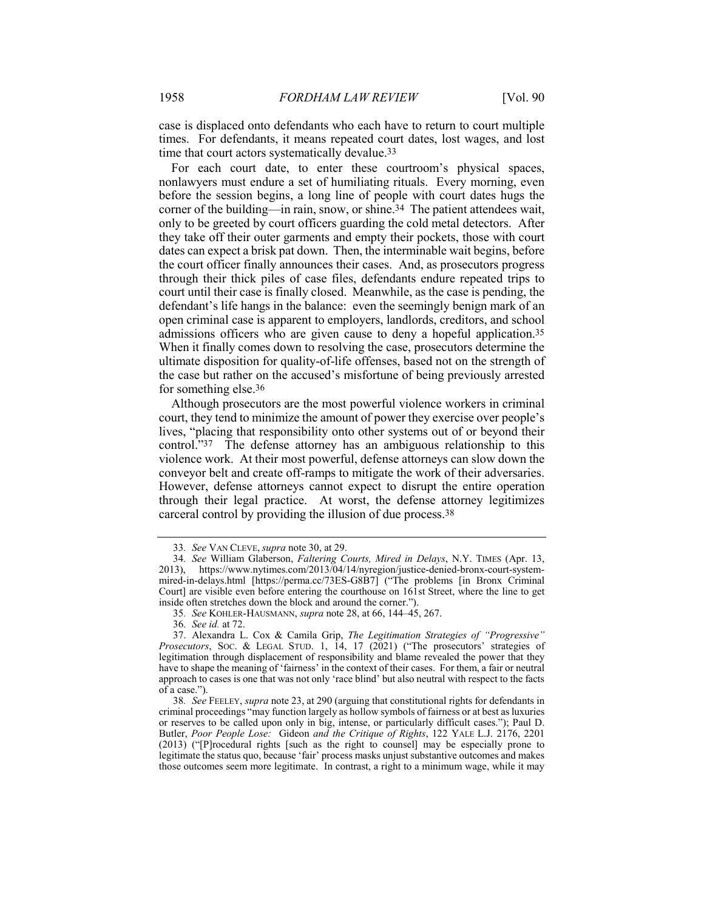case is displaced onto defendants who each have to return to court multiple times. For defendants, it means repeated court dates, lost wages, and lost time that court actors systematically devalue.[33]

For each court date, to enter these courtroom's physical spaces, nonlawyers must endure a set of humiliating rituals. Every morning, even before the session begins, a long line of people with court dates hugs the corner of the building—in rain, snow, or shine.[34] The patient attendees wait, only to be greeted by court officers guarding the cold metal detectors. After they take off their outer garments and empty their pockets, those with court dates can expect a brisk pat down. Then, the interminable wait begins, before the court officer finally announces their cases. And, as prosecutors progress through their thick piles of case files, defendants endure repeated trips to court until their case is finally closed. Meanwhile, as the case is pending, the defendant's life hangs in the balance: even the seemingly benign mark of an open criminal case is apparent to employers, landlords, creditors, and school admissions officers who are given cause to deny a hopeful application.[35] When it finally comes down to resolving the case, prosecutors determine the ultimate disposition for quality-of-life offenses, based not on the strength of the case but rather on the accused's misfortune of being previously arrested for something else.[36]

Although prosecutors are the most powerful violence workers in criminal court, they tend to minimize the amount of power they exercise over people's lives, "placing that responsibility onto other systems out of or beyond their control."[37] The defense attorney has an ambiguous relationship to this violence work. At their most powerful, defense attorneys can slow down the conveyor belt and create off-ramps to mitigate the work of their adversaries. However, defense attorneys cannot expect to disrupt the entire operation through their legal practice. At worst, the defense attorney legitimizes carceral control by providing the illusion of due process.[38]

---

33. *See* VAN CLEVE, *supra* note 30, at 29.

34. *See* William Glaberson, *Faltering Courts, Mired in Delays*, N.Y. TIMES (Apr. 13, 2013), https://www.nytimes.com/2013/04/14/nyregion/justice-denied-bronx-court-system-mired-in-delays.html [https://perma.cc/73ES-G8B7] ("The problems [in Bronx Criminal Court] are visible even before entering the courthouse on 161st Street, where the line to get inside often stretches down the block and around the corner.").

35. *See* KOHLER-HAUSMANN, *supra* note 28, at 66, 144–45, 267.

36. *See id.* at 72.

37. Alexandra L. Cox & Camila Grip, *The Legitimation Strategies of "Progressive" Prosecutors*, SOC. & LEGAL STUD. 1, 14, 17 (2021) ("The prosecutors' strategies of legitimation through displacement of responsibility and blame revealed the power that they have to shape the meaning of 'fairness' in the context of their cases. For them, a fair or neutral approach to cases is one that was not only 'race blind' but also neutral with respect to the facts of a case.").

38. *See* FEELEY, *supra* note 23, at 290 (arguing that constitutional rights for defendants in criminal proceedings "may function largely as hollow symbols of fairness or at best as luxuries or reserves to be called upon only in big, intense, or particularly difficult cases."); Paul D. Butler, *Poor People Lose:* Gideon *and the Critique of Rights*, 122 YALE L.J. 2176, 2201 (2013) ("[P]rocedural rights [such as the right to counsel] may be especially prone to legitimate the status quo, because 'fair' process masks unjust substantive outcomes and makes those outcomes seem more legitimate. In contrast, a right to a minimum wage, while it may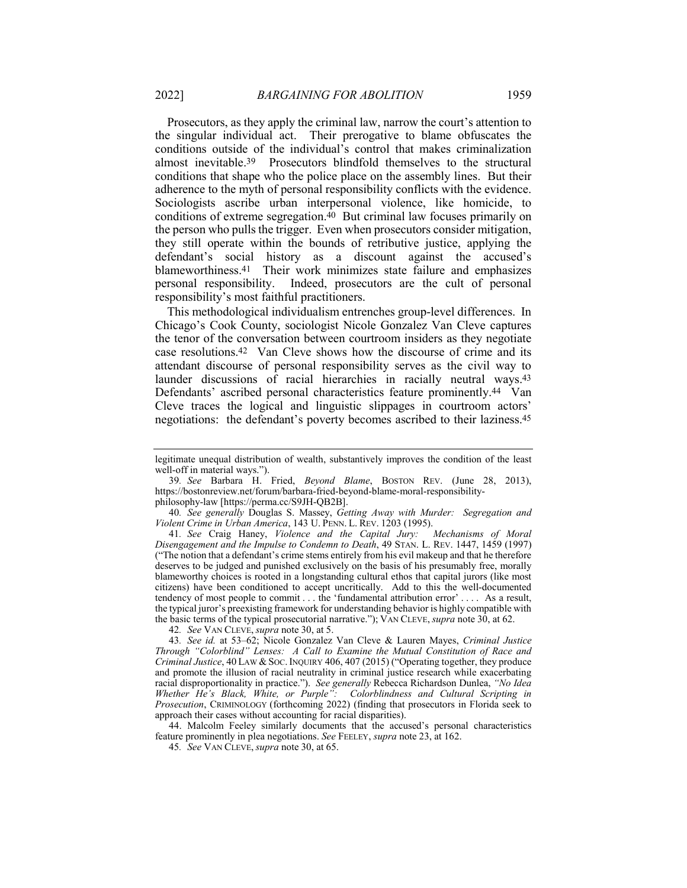Prosecutors, as they apply the criminal law, narrow the court's attention to the singular individual act. Their prerogative to blame obfuscates the conditions outside of the individual's control that makes criminalization almost inevitable.[39] Prosecutors blindfold themselves to the structural conditions that shape who the police place on the assembly lines. But their adherence to the myth of personal responsibility conflicts with the evidence. Sociologists ascribe urban interpersonal violence, like homicide, to conditions of extreme segregation.[40] But criminal law focuses primarily on the person who pulls the trigger. Even when prosecutors consider mitigation, they still operate within the bounds of retributive justice, applying the defendant's social history as a discount against the accused's blameworthiness.[41] Their work minimizes state failure and emphasizes personal responsibility. Indeed, prosecutors are the cult of personal responsibility's most faithful practitioners.

This methodological individualism entrenches group-level differences. In Chicago's Cook County, sociologist Nicole Gonzalez Van Cleve captures the tenor of the conversation between courtroom insiders as they negotiate case resolutions.[42] Van Cleve shows how the discourse of crime and its attendant discourse of personal responsibility serves as the civil way to launder discussions of racial hierarchies in racially neutral ways.[43] Defendants' ascribed personal characteristics feature prominently.[44] Van Cleve traces the logical and linguistic slippages in courtroom actors' negotiations: the defendant's poverty becomes ascribed to their laziness.[45]

---

legitimate unequal distribution of wealth, substantively improves the condition of the least well-off in material ways.").

39. *See* Barbara H. Fried, *Beyond Blame*, BOSTON REV. (June 28, 2013), https://bostonreview.net/forum/barbara-fried-beyond-blame-moral-responsibility-philosophy-law [https://perma.cc/S9JH-QB2B].

40. *See generally* Douglas S. Massey, *Getting Away with Murder: Segregation and Violent Crime in Urban America*, 143 U. PENN. L. REV. 1203 (1995).

41. *See* Craig Haney, *Violence and the Capital Jury: Mechanisms of Moral Disengagement and the Impulse to Condemn to Death*, 49 STAN. L. REV. 1447, 1459 (1997) ("The notion that a defendant's crime stems entirely from his evil makeup and that he therefore deserves to be judged and punished exclusively on the basis of his presumably free, morally blameworthy choices is rooted in a longstanding cultural ethos that capital jurors (like most citizens) have been conditioned to accept uncritically. Add to this the well-documented tendency of most people to commit . . . the 'fundamental attribution error' . . . . As a result, the typical juror's preexisting framework for understanding behavior is highly compatible with the basic terms of the typical prosecutorial narrative."); VAN CLEVE, *supra* note 30, at 62.

42. *See* VAN CLEVE, *supra* note 30, at 5.

43. *See id.* at 53–62; Nicole Gonzalez Van Cleve & Lauren Mayes, *Criminal Justice Through "Colorblind" Lenses: A Call to Examine the Mutual Constitution of Race and Criminal Justice*, 40 LAW & SOC. INQUIRY 406, 407 (2015) ("Operating together, they produce and promote the illusion of racial neutrality in criminal justice research while exacerbating racial disproportionality in practice."). *See generally* Rebecca Richardson Dunlea, *"No Idea Whether He's Black, White, or Purple": Colorblindness and Cultural Scripting in Prosecution*, CRIMINOLOGY (forthcoming 2022) (finding that prosecutors in Florida seek to approach their cases without accounting for racial disparities).

44. Malcolm Feeley similarly documents that the accused's personal characteristics feature prominently in plea negotiations. *See* FEELEY, *supra* note 23, at 162.

45. *See* VAN CLEVE, *supra* note 30, at 65.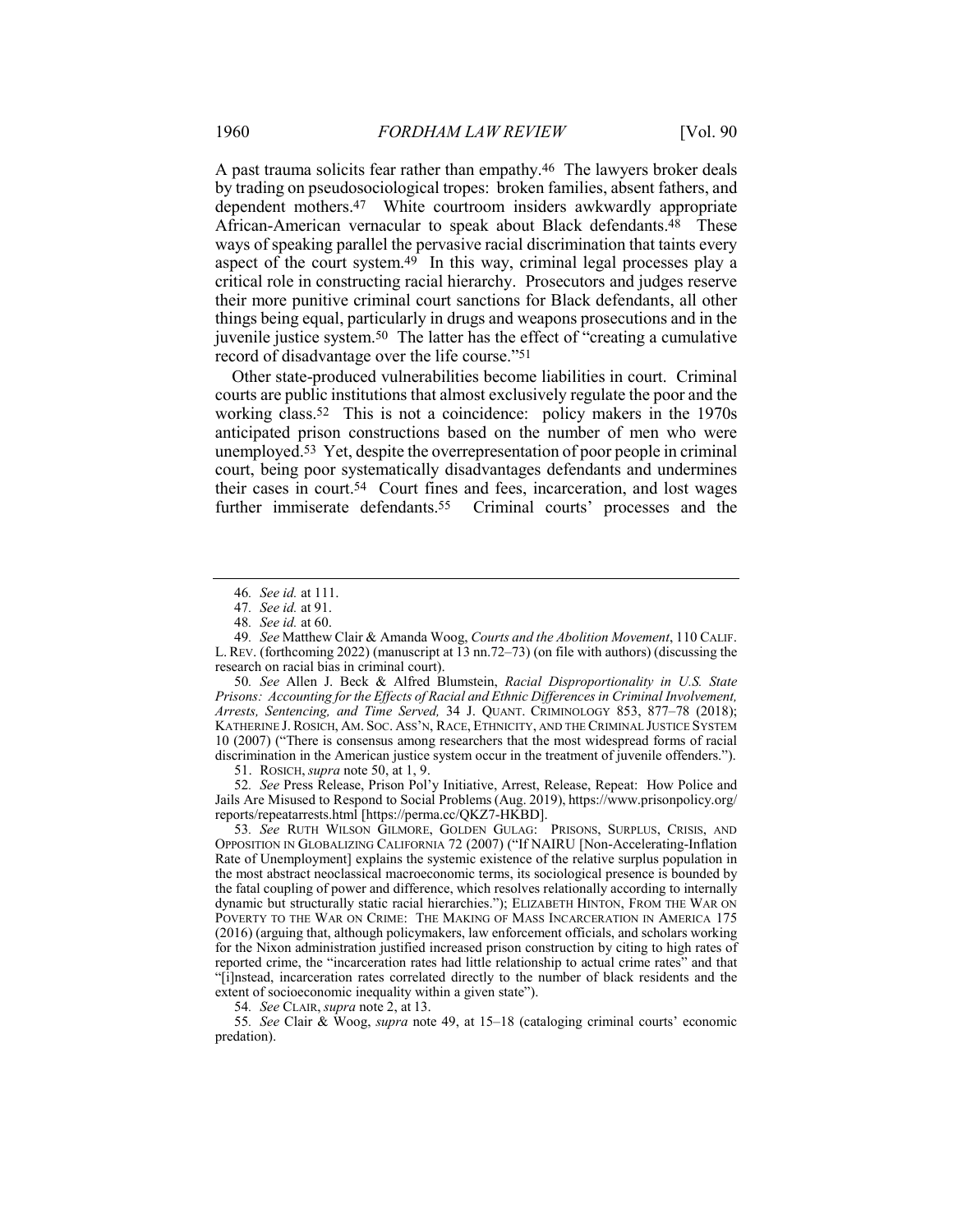A past trauma solicits fear rather than empathy.[46] The lawyers broker deals by trading on pseudosociological tropes: broken families, absent fathers, and dependent mothers.[47] White courtroom insiders awkwardly appropriate African-American vernacular to speak about Black defendants.[48] These ways of speaking parallel the pervasive racial discrimination that taints every aspect of the court system.[49] In this way, criminal legal processes play a critical role in constructing racial hierarchy. Prosecutors and judges reserve their more punitive criminal court sanctions for Black defendants, all other things being equal, particularly in drugs and weapons prosecutions and in the juvenile justice system.[50] The latter has the effect of "creating a cumulative record of disadvantage over the life course."[51]

Other state-produced vulnerabilities become liabilities in court. Criminal courts are public institutions that almost exclusively regulate the poor and the working class.[52] This is not a coincidence: policy makers in the 1970s anticipated prison constructions based on the number of men who were unemployed.[53] Yet, despite the overrepresentation of poor people in criminal court, being poor systematically disadvantages defendants and undermines their cases in court.[54] Court fines and fees, incarceration, and lost wages further immiserate defendants.[55] Criminal courts' processes and the

---

46. *See id.* at 111.

47. *See id.* at 91.

48. *See id.* at 60.

49. *See* Matthew Clair & Amanda Woog, *Courts and the Abolition Movement*, 110 CALIF. L. REV. (forthcoming 2022) (manuscript at 13 nn.72–73) (on file with authors) (discussing the research on racial bias in criminal court).

50. *See* Allen J. Beck & Alfred Blumstein, *Racial Disproportionality in U.S. State Prisons: Accounting for the Effects of Racial and Ethnic Differences in Criminal Involvement, Arrests, Sentencing, and Time Served,* 34 J. QUANT. CRIMINOLOGY 853, 877–78 (2018); KATHERINE J. ROSICH, AM. SOC. ASS'N, RACE, ETHNICITY, AND THE CRIMINAL JUSTICE SYSTEM 10 (2007) ("There is consensus among researchers that the most widespread forms of racial discrimination in the American justice system occur in the treatment of juvenile offenders.").

51. ROSICH, *supra* note 50, at 1, 9.

52. *See* Press Release, Prison Pol'y Initiative, Arrest, Release, Repeat: How Police and Jails Are Misused to Respond to Social Problems (Aug. 2019), https://www.prisonpolicy.org/reports/repeatarrests.html [https://perma.cc/QKZ7-HKBD].

53. *See* RUTH WILSON GILMORE, GOLDEN GULAG: PRISONS, SURPLUS, CRISIS, AND OPPOSITION IN GLOBALIZING CALIFORNIA 72 (2007) ("If NAIRU [Non-Accelerating-Inflation Rate of Unemployment] explains the systemic existence of the relative surplus population in the most abstract neoclassical macroeconomic terms, its sociological presence is bounded by the fatal coupling of power and difference, which resolves relationally according to internally dynamic but structurally static racial hierarchies."); ELIZABETH HINTON, FROM THE WAR ON POVERTY TO THE WAR ON CRIME: THE MAKING OF MASS INCARCERATION IN AMERICA 175 (2016) (arguing that, although policymakers, law enforcement officials, and scholars working for the Nixon administration justified increased prison construction by citing to high rates of reported crime, the "incarceration rates had little relationship to actual crime rates" and that "[i]nstead, incarceration rates correlated directly to the number of black residents and the extent of socioeconomic inequality within a given state").

54. *See* CLAIR, *supra* note 2, at 13.

55. *See* Clair & Woog, *supra* note 49, at 15–18 (cataloging criminal courts' economic predation).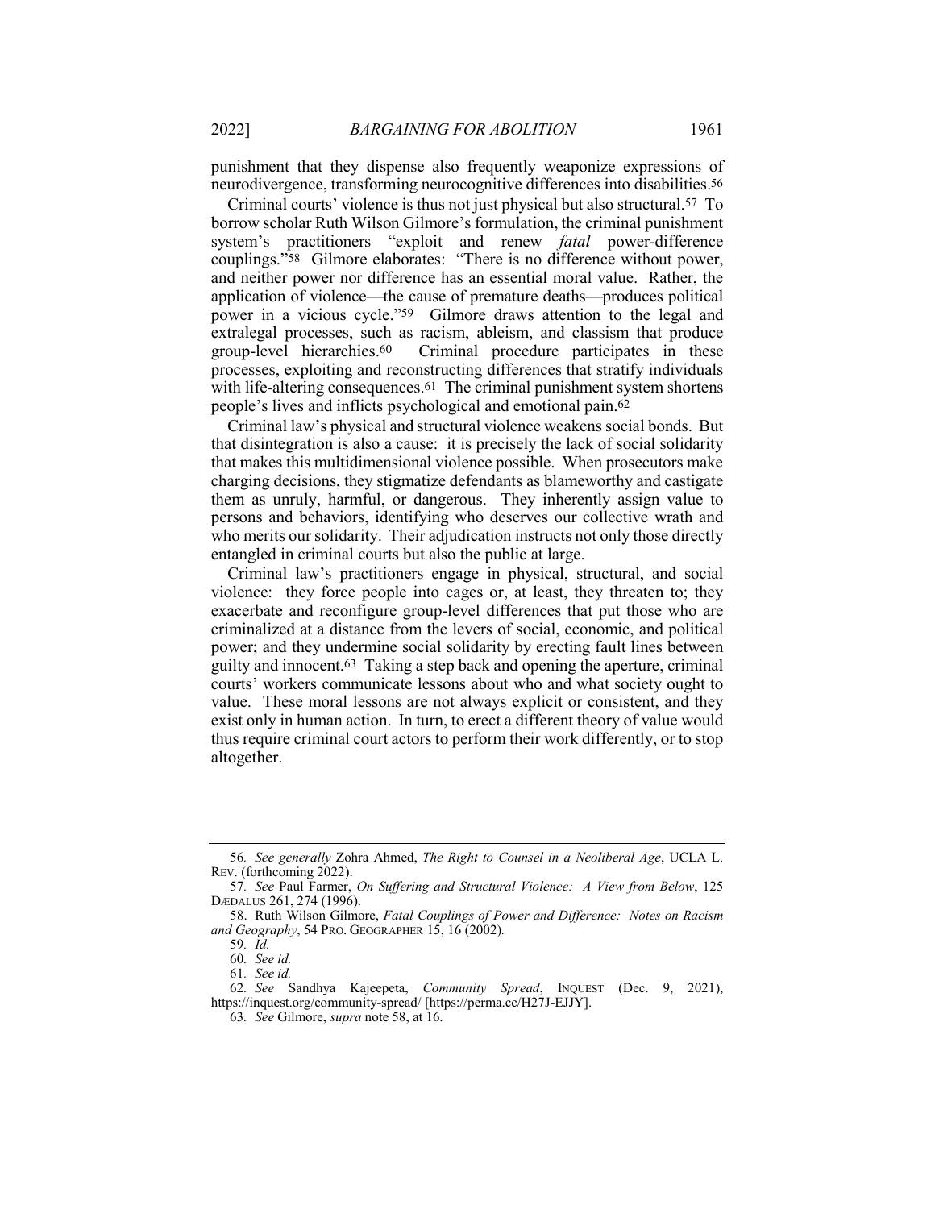punishment that they dispense also frequently weaponize expressions of neurodivergence, transforming neurocognitive differences into disabilities.[56]

Criminal courts' violence is thus not just physical but also structural.[57] To borrow scholar Ruth Wilson Gilmore's formulation, the criminal punishment system's practitioners "exploit and renew *fatal* power-difference couplings."[58] Gilmore elaborates: "There is no difference without power, and neither power nor difference has an essential moral value. Rather, the application of violence—the cause of premature deaths—produces political power in a vicious cycle."[59] Gilmore draws attention to the legal and extralegal processes, such as racism, ableism, and classism that produce group-level hierarchies.[60] Criminal procedure participates in these processes, exploiting and reconstructing differences that stratify individuals with life-altering consequences.[61] The criminal punishment system shortens people's lives and inflicts psychological and emotional pain.[62]

Criminal law's physical and structural violence weakens social bonds. But that disintegration is also a cause: it is precisely the lack of social solidarity that makes this multidimensional violence possible. When prosecutors make charging decisions, they stigmatize defendants as blameworthy and castigate them as unruly, harmful, or dangerous. They inherently assign value to persons and behaviors, identifying who deserves our collective wrath and who merits our solidarity. Their adjudication instructs not only those directly entangled in criminal courts but also the public at large.

Criminal law's practitioners engage in physical, structural, and social violence: they force people into cages or, at least, they threaten to; they exacerbate and reconfigure group-level differences that put those who are criminalized at a distance from the levers of social, economic, and political power; and they undermine social solidarity by erecting fault lines between guilty and innocent.[63] Taking a step back and opening the aperture, criminal courts' workers communicate lessons about who and what society ought to value. These moral lessons are not always explicit or consistent, and they exist only in human action. In turn, to erect a different theory of value would thus require criminal court actors to perform their work differently, or to stop altogether.

---

56. *See generally* Zohra Ahmed, *The Right to Counsel in a Neoliberal Age*, UCLA L. REV. (forthcoming 2022).

57. *See* Paul Farmer, *On Suffering and Structural Violence: A View from Below*, 125 DÆDALUS 261, 274 (1996).

58. Ruth Wilson Gilmore, *Fatal Couplings of Power and Difference: Notes on Racism and Geography*, 54 PRO. GEOGRAPHER 15, 16 (2002).

59. *Id.*

60. *See id.*

61. *See id.*

62. *See* Sandhya Kajeepeta, *Community Spread*, INQUEST (Dec. 9, 2021), https://inquest.org/community-spread/ [https://perma.cc/H27J-EJJY].

63. *See* Gilmore, *supra* note 58, at 16.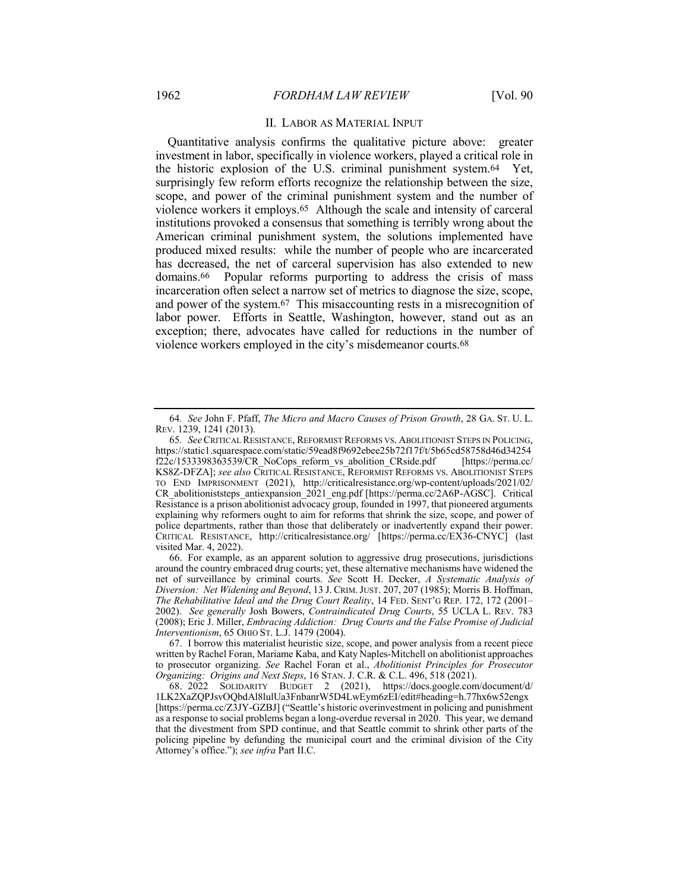## II. LABOR AS MATERIAL INPUT

Quantitative analysis confirms the qualitative picture above: greater investment in labor, specifically in violence workers, played a critical role in the historic explosion of the U.S. criminal punishment system.[64] Yet, surprisingly few reform efforts recognize the relationship between the size, scope, and power of the criminal punishment system and the number of violence workers it employs.[65] Although the scale and intensity of carceral institutions provoked a consensus that something is terribly wrong about the American criminal punishment system, the solutions implemented have produced mixed results: while the number of people who are incarcerated has decreased, the net of carceral supervision has also extended to new domains.[66] Popular reforms purporting to address the crisis of mass incarceration often select a narrow set of metrics to diagnose the size, scope, and power of the system.[67] This misaccounting rests in a misrecognition of labor power. Efforts in Seattle, Washington, however, stand out as an exception; there, advocates have called for reductions in the number of violence workers employed in the city's misdemeanor courts.[68]

---

64. *See* John F. Pfaff, *The Micro and Macro Causes of Prison Growth*, 28 GA. ST. U. L. REV. 1239, 1241 (2013).

65. *See* CRITICAL RESISTANCE, REFORMIST REFORMS VS. ABOLITIONIST STEPS IN POLICING, https://static1.squarespace.com/static/59ead8f9692ebee25b72f17f/t/5b65cd58758d46d34254f22c/1533398363539/CR_NoCops_reform_vs_abolition_CRside.pdf [https://perma.cc/KS8Z-DFZA]; *see also* CRITICAL RESISTANCE, REFORMIST REFORMS VS. ABOLITIONIST STEPS TO END IMPRISONMENT (2021), http://criticalresistance.org/wp-content/uploads/2021/02/CR_abolitioniststeps_antiexpansion_2021_eng.pdf [https://perma.cc/2A6P-AGSC]. Critical Resistance is a prison abolitionist advocacy group, founded in 1997, that pioneered arguments explaining why reformers ought to aim for reforms that shrink the size, scope, and power of police departments, rather than those that deliberately or inadvertently expand their power. CRITICAL RESISTANCE, http://criticalresistance.org/ [https://perma.cc/EX36-CNYC] (last visited Mar. 4, 2022).

66. For example, as an apparent solution to aggressive drug prosecutions, jurisdictions around the country embraced drug courts; yet, these alternative mechanisms have widened the net of surveillance by criminal courts. *See* Scott H. Decker, *A Systematic Analysis of Diversion: Net Widening and Beyond*, 13 J. CRIM. JUST. 207, 207 (1985); Morris B. Hoffman, *The Rehabilitative Ideal and the Drug Court Reality*, 14 FED. SENT'G REP. 172, 172 (2001–2002). *See generally* Josh Bowers, *Contraindicated Drug Courts*, 55 UCLA L. REV. 783 (2008); Eric J. Miller, *Embracing Addiction: Drug Courts and the False Promise of Judicial Interventionism*, 65 OHIO ST. L.J. 1479 (2004).

67. I borrow this materialist heuristic size, scope, and power analysis from a recent piece written by Rachel Foran, Mariame Kaba, and Katy Naples-Mitchell on abolitionist approaches to prosecutor organizing. *See* Rachel Foran et al., *Abolitionist Principles for Prosecutor Organizing: Origins and Next Steps*, 16 STAN. J. C.R. & C.L. 496, 518 (2021).

68. 2022 SOLIDARITY BUDGET 2 (2021), https://docs.google.com/document/d/1LK2XaZQPJsvOQbdAl8lulUa3FnbanrW5D4LwEym6zEI/edit#heading=h.77hx6w52engx [https://perma.cc/Z3JY-GZBJ] ("Seattle's historic overinvestment in policing and punishment as a response to social problems began a long-overdue reversal in 2020. This year, we demand that the divestment from SPD continue, and that Seattle commit to shrink other parts of the policing pipeline by defunding the municipal court and the criminal division of the City Attorney's office."); *see infra* Part II.C.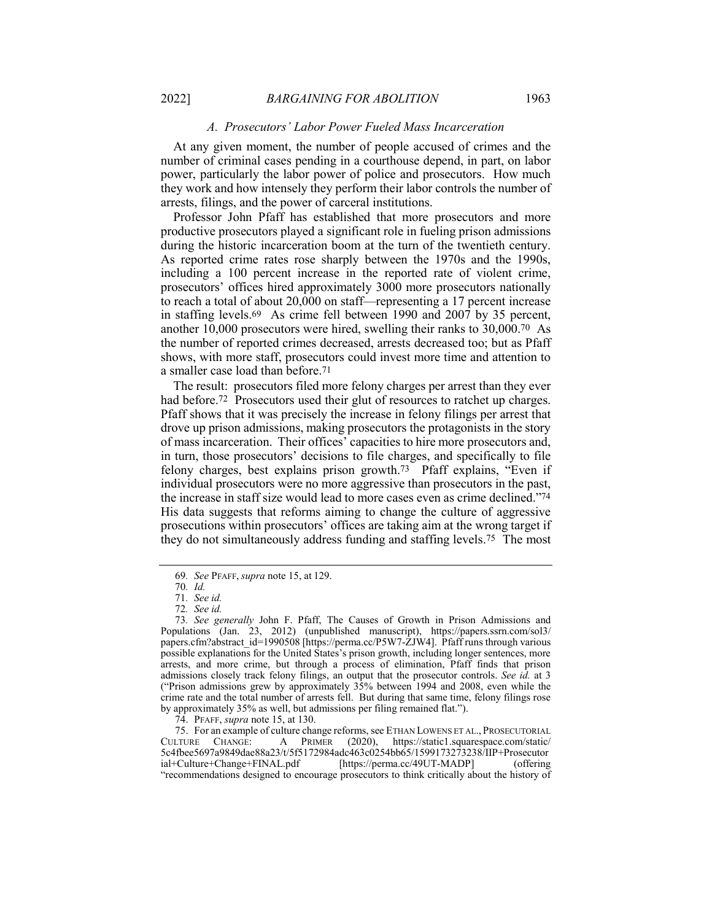### *A. Prosecutors' Labor Power Fueled Mass Incarceration*

At any given moment, the number of people accused of crimes and the number of criminal cases pending in a courthouse depend, in part, on labor power, particularly the labor power of police and prosecutors. How much they work and how intensely they perform their labor controls the number of arrests, filings, and the power of carceral institutions.

Professor John Pfaff has established that more prosecutors and more productive prosecutors played a significant role in fueling prison admissions during the historic incarceration boom at the turn of the twentieth century. As reported crime rates rose sharply between the 1970s and the 1990s, including a 100 percent increase in the reported rate of violent crime, prosecutors' offices hired approximately 3000 more prosecutors nationally to reach a total of about 20,000 on staff—representing a 17 percent increase in staffing levels.[69] As crime fell between 1990 and 2007 by 35 percent, another 10,000 prosecutors were hired, swelling their ranks to 30,000.[70] As the number of reported crimes decreased, arrests decreased too; but as Pfaff shows, with more staff, prosecutors could invest more time and attention to a smaller case load than before.[71]

The result: prosecutors filed more felony charges per arrest than they ever had before.[72] Prosecutors used their glut of resources to ratchet up charges. Pfaff shows that it was precisely the increase in felony filings per arrest that drove up prison admissions, making prosecutors the protagonists in the story of mass incarceration. Their offices' capacities to hire more prosecutors and, in turn, those prosecutors' decisions to file charges, and specifically to file felony charges, best explains prison growth.[73] Pfaff explains, "Even if individual prosecutors were no more aggressive than prosecutors in the past, the increase in staff size would lead to more cases even as crime declined."[74] His data suggests that reforms aiming to change the culture of aggressive prosecutions within prosecutors' offices are taking aim at the wrong target if they do not simultaneously address funding and staffing levels.[75] The most

---

69. *See* PFAFF, *supra* note 15, at 129.

70. *Id.*

71. *See id.*

72. *See id.*

73. *See generally* John F. Pfaff, The Causes of Growth in Prison Admissions and Populations (Jan. 23, 2012) (unpublished manuscript), https://papers.ssrn.com/sol3/papers.cfm?abstract_id=1990508 [https://perma.cc/P5W7-ZJW4]. Pfaff runs through various possible explanations for the United States's prison growth, including longer sentences, more arrests, and more crime, but through a process of elimination, Pfaff finds that prison admissions closely track felony filings, an output that the prosecutor controls. *See id.* at 3 ("Prison admissions grew by approximately 35% between 1994 and 2008, even while the crime rate and the total number of arrests fell. But during that same time, felony filings rose by approximately 35% as well, but admissions per filing remained flat.").

74. PFAFF, *supra* note 15, at 130.

75. For an example of culture change reforms, see ETHAN LOWENS ET AL., PROSECUTORIAL CULTURE CHANGE: A PRIMER (2020), https://static1.squarespace.com/static/5c4fbee5697a9849dae88a23/t/5f5172984adc463c0254bb65/1599173273238/IIP+Prosecutorial+Culture+Change+FINAL.pdf [https://perma.cc/49UT-MADP] (offering "recommendations designed to encourage prosecutors to think critically about the history of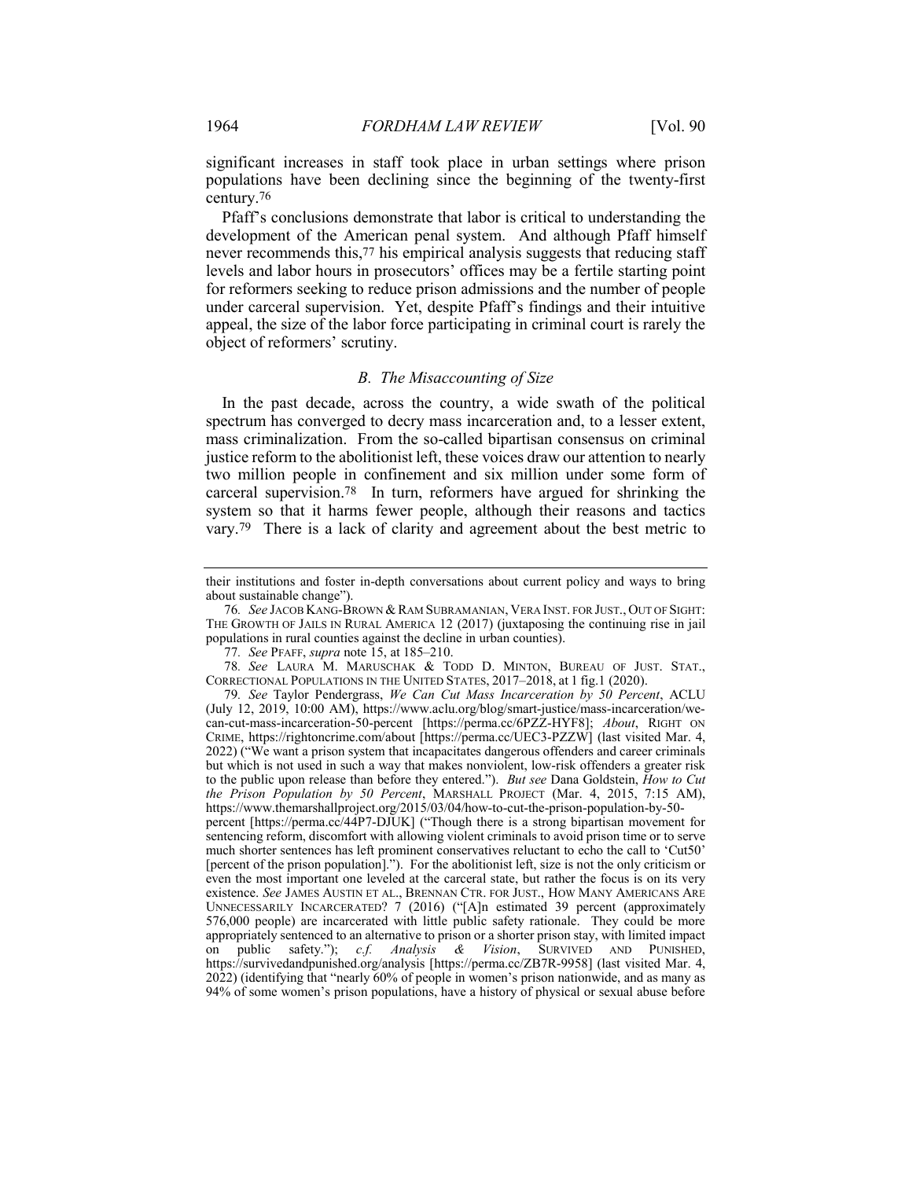significant increases in staff took place in urban settings where prison populations have been declining since the beginning of the twenty-first century.[76]

Pfaff's conclusions demonstrate that labor is critical to understanding the development of the American penal system. And although Pfaff himself never recommends this,[77] his empirical analysis suggests that reducing staff levels and labor hours in prosecutors' offices may be a fertile starting point for reformers seeking to reduce prison admissions and the number of people under carceral supervision. Yet, despite Pfaff's findings and their intuitive appeal, the size of the labor force participating in criminal court is rarely the object of reformers' scrutiny.

### *B. The Misaccounting of Size*

In the past decade, across the country, a wide swath of the political spectrum has converged to decry mass incarceration and, to a lesser extent, mass criminalization. From the so-called bipartisan consensus on criminal justice reform to the abolitionist left, these voices draw our attention to nearly two million people in confinement and six million under some form of carceral supervision.[78] In turn, reformers have argued for shrinking the system so that it harms fewer people, although their reasons and tactics vary.[79] There is a lack of clarity and agreement about the best metric to

---

their institutions and foster in-depth conversations about current policy and ways to bring about sustainable change").

76. *See* JACOB KANG-BROWN & RAM SUBRAMANIAN, VERA INST. FOR JUST., OUT OF SIGHT: THE GROWTH OF JAILS IN RURAL AMERICA 12 (2017) (juxtaposing the continuing rise in jail populations in rural counties against the decline in urban counties).

77. *See* PFAFF, *supra* note 15, at 185–210.

78. *See* LAURA M. MARUSCHAK & TODD D. MINTON, BUREAU OF JUST. STAT., CORRECTIONAL POPULATIONS IN THE UNITED STATES, 2017–2018, at 1 fig.1 (2020).

79. *See* Taylor Pendergrass, *We Can Cut Mass Incarceration by 50 Percent*, ACLU (July 12, 2019, 10:00 AM), https://www.aclu.org/blog/smart-justice/mass-incarceration/we-can-cut-mass-incarceration-50-percent [https://perma.cc/6PZZ-HYF8]; *About*, RIGHT ON CRIME, https://rightoncrime.com/about [https://perma.cc/UEC3-PZZW] (last visited Mar. 4, 2022) ("We want a prison system that incapacitates dangerous offenders and career criminals but which is not used in such a way that makes nonviolent, low-risk offenders a greater risk to the public upon release than before they entered."). *But see* Dana Goldstein, *How to Cut the Prison Population by 50 Percent*, MARSHALL PROJECT (Mar. 4, 2015, 7:15 AM), https://www.themarshallproject.org/2015/03/04/how-to-cut-the-prison-population-by-50-percent [https://perma.cc/44P7-DJUK] ("Though there is a strong bipartisan movement for sentencing reform, discomfort with allowing violent criminals to avoid prison time or to serve much shorter sentences has left prominent conservatives reluctant to echo the call to 'Cut50' [percent of the prison population]."). For the abolitionist left, size is not the only criticism or even the most important one leveled at the carceral state, but rather the focus is on its very existence. *See* JAMES AUSTIN ET AL., BRENNAN CTR. FOR JUST., HOW MANY AMERICANS ARE UNNECESSARILY INCARCERATED? 7 (2016) ("[A]n estimated 39 percent (approximately 576,000 people) are incarcerated with little public safety rationale. They could be more appropriately sentenced to an alternative to prison or a shorter prison stay, with limited impact on public safety."); *c.f.* *Analysis & Vision*, SURVIVED AND PUNISHED, https://survivedandpunished.org/analysis [https://perma.cc/ZB7R-9958] (last visited Mar. 4, 2022) (identifying that "nearly 60% of people in women's prison nationwide, and as many as 94% of some women's prison populations, have a history of physical or sexual abuse before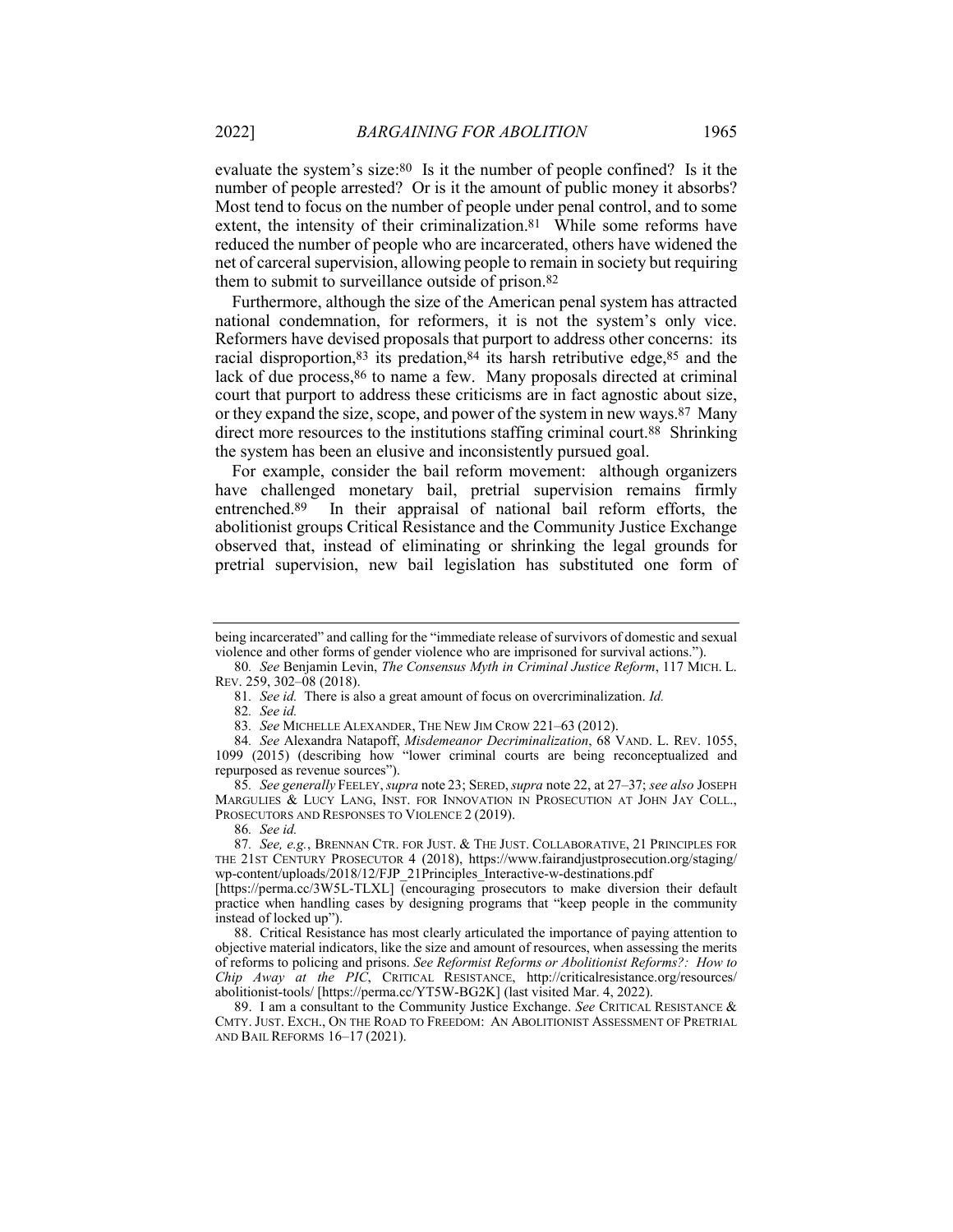evaluate the system's size:[80] Is it the number of people confined? Is it the number of people arrested? Or is it the amount of public money it absorbs? Most tend to focus on the number of people under penal control, and to some extent, the intensity of their criminalization.[81] While some reforms have reduced the number of people who are incarcerated, others have widened the net of carceral supervision, allowing people to remain in society but requiring them to submit to surveillance outside of prison.[82]

Furthermore, although the size of the American penal system has attracted national condemnation, for reformers, it is not the system's only vice. Reformers have devised proposals that purport to address other concerns: its racial disproportion,[83] its predation,[84] its harsh retributive edge,[85] and the lack of due process,[86] to name a few. Many proposals directed at criminal court that purport to address these criticisms are in fact agnostic about size, or they expand the size, scope, and power of the system in new ways.[87] Many direct more resources to the institutions staffing criminal court.[88] Shrinking the system has been an elusive and inconsistently pursued goal.

For example, consider the bail reform movement: although organizers have challenged monetary bail, pretrial supervision remains firmly entrenched.[89] In their appraisal of national bail reform efforts, the abolitionist groups Critical Resistance and the Community Justice Exchange observed that, instead of eliminating or shrinking the legal grounds for pretrial supervision, new bail legislation has substituted one form of

---

being incarcerated" and calling for the "immediate release of survivors of domestic and sexual violence and other forms of gender violence who are imprisoned for survival actions.").

80. *See* Benjamin Levin, *The Consensus Myth in Criminal Justice Reform*, 117 MICH. L. REV. 259, 302–08 (2018).

81. *See id.* There is also a great amount of focus on overcriminalization. *Id.*

82. *See id.*

83. *See* MICHELLE ALEXANDER, THE NEW JIM CROW 221–63 (2012).

84. *See* Alexandra Natapoff, *Misdemeanor Decriminalization*, 68 VAND. L. REV. 1055, 1099 (2015) (describing how "lower criminal courts are being reconceptualized and repurposed as revenue sources").

85. *See generally* FEELEY, *supra* note 23; SERED, *supra* note 22, at 27–37; *see also* JOSEPH MARGULIES & LUCY LANG, INST. FOR INNOVATION IN PROSECUTION AT JOHN JAY COLL., PROSECUTORS AND RESPONSES TO VIOLENCE 2 (2019).

86. *See id.*

87. *See, e.g.*, BRENNAN CTR. FOR JUST. & THE JUST. COLLABORATIVE, 21 PRINCIPLES FOR THE 21ST CENTURY PROSECUTOR 4 (2018), https://www.fairandjustprosecution.org/staging/wp-content/uploads/2018/12/FJP_21Principles_Interactive-w-destinations.pdf [https://perma.cc/3W5L-TLXL] (encouraging prosecutors to make diversion their default practice when handling cases by designing programs that "keep people in the community instead of locked up").

88. Critical Resistance has most clearly articulated the importance of paying attention to objective material indicators, like the size and amount of resources, when assessing the merits of reforms to policing and prisons. *See Reformist Reforms or Abolitionist Reforms?: How to Chip Away at the PIC*, CRITICAL RESISTANCE, http://criticalresistance.org/resources/abolitionist-tools/ [https://perma.cc/YT5W-BG2K] (last visited Mar. 4, 2022).

89. I am a consultant to the Community Justice Exchange. *See* CRITICAL RESISTANCE & CMTY. JUST. EXCH., ON THE ROAD TO FREEDOM: AN ABOLITIONIST ASSESSMENT OF PRETRIAL AND BAIL REFORMS 16–17 (2021).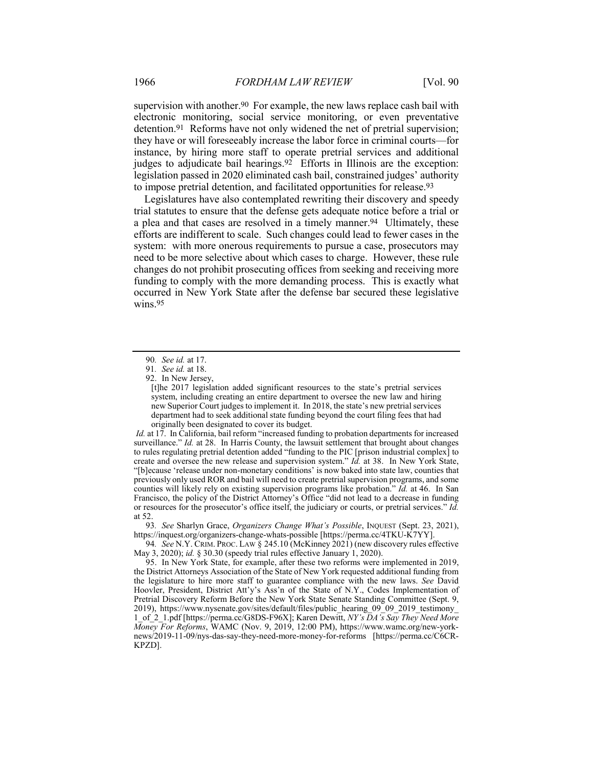supervision with another.[90] For example, the new laws replace cash bail with electronic monitoring, social service monitoring, or even preventative detention.[91] Reforms have not only widened the net of pretrial supervision; they have or will foreseeably increase the labor force in criminal courts—for instance, by hiring more staff to operate pretrial services and additional judges to adjudicate bail hearings.[92] Efforts in Illinois are the exception: legislation passed in 2020 eliminated cash bail, constrained judges' authority to impose pretrial detention, and facilitated opportunities for release.[93]

Legislatures have also contemplated rewriting their discovery and speedy trial statutes to ensure that the defense gets adequate notice before a trial or a plea and that cases are resolved in a timely manner.[94] Ultimately, these efforts are indifferent to scale. Such changes could lead to fewer cases in the system: with more onerous requirements to pursue a case, prosecutors may need to be more selective about which cases to charge. However, these rule changes do not prohibit prosecuting offices from seeking and receiving more funding to comply with the more demanding process. This is exactly what occurred in New York State after the defense bar secured these legislative wins.[95]

---

90. *See id.* at 17.

91. *See id.* at 18.

92. In New Jersey,

> [t]he 2017 legislation added significant resources to the state's pretrial services system, including creating an entire department to oversee the new law and hiring new Superior Court judges to implement it. In 2018, the state's new pretrial services department had to seek additional state funding beyond the court filing fees that had originally been designated to cover its budget.

*Id.* at 17. In California, bail reform "increased funding to probation departments for increased surveillance." *Id.* at 28. In Harris County, the lawsuit settlement that brought about changes to rules regulating pretrial detention added "funding to the PIC [prison industrial complex] to create and oversee the new release and supervision system." *Id.* at 38. In New York State, "[b]ecause 'release under non-monetary conditions' is now baked into state law, counties that previously only used ROR and bail will need to create pretrial supervision programs, and some counties will likely rely on existing supervision programs like probation." *Id.* at 46. In San Francisco, the policy of the District Attorney's Office "did not lead to a decrease in funding or resources for the prosecutor's office itself, the judiciary or courts, or pretrial services." *Id.* at 52.

93. *See* Sharlyn Grace, *Organizers Change What's Possible*, INQUEST (Sept. 23, 2021), https://inquest.org/organizers-change-whats-possible [https://perma.cc/4TKU-K7YY].

94. *See* N.Y. CRIM. PROC. LAW § 245.10 (McKinney 2021) (new discovery rules effective May 3, 2020); *id.* § 30.30 (speedy trial rules effective January 1, 2020).

95. In New York State, for example, after these two reforms were implemented in 2019, the District Attorneys Association of the State of New York requested additional funding from the legislature to hire more staff to guarantee compliance with the new laws. *See* David Hoovler, President, District Att'y's Ass'n of the State of N.Y., Codes Implementation of Pretrial Discovery Reform Before the New York State Senate Standing Committee (Sept. 9, 2019), https://www.nysenate.gov/sites/default/files/public_hearing_09_09_2019_testimony_1_of_2_1.pdf [https://perma.cc/G8DS-F96X]; Karen Dewitt, *NY's DA's Say They Need More Money For Reforms*, WAMC (Nov. 9, 2019, 12:00 PM), https://www.wamc.org/new-york-news/2019-11-09/nys-das-say-they-need-more-money-for-reforms [https://perma.cc/C6CR-KPZD].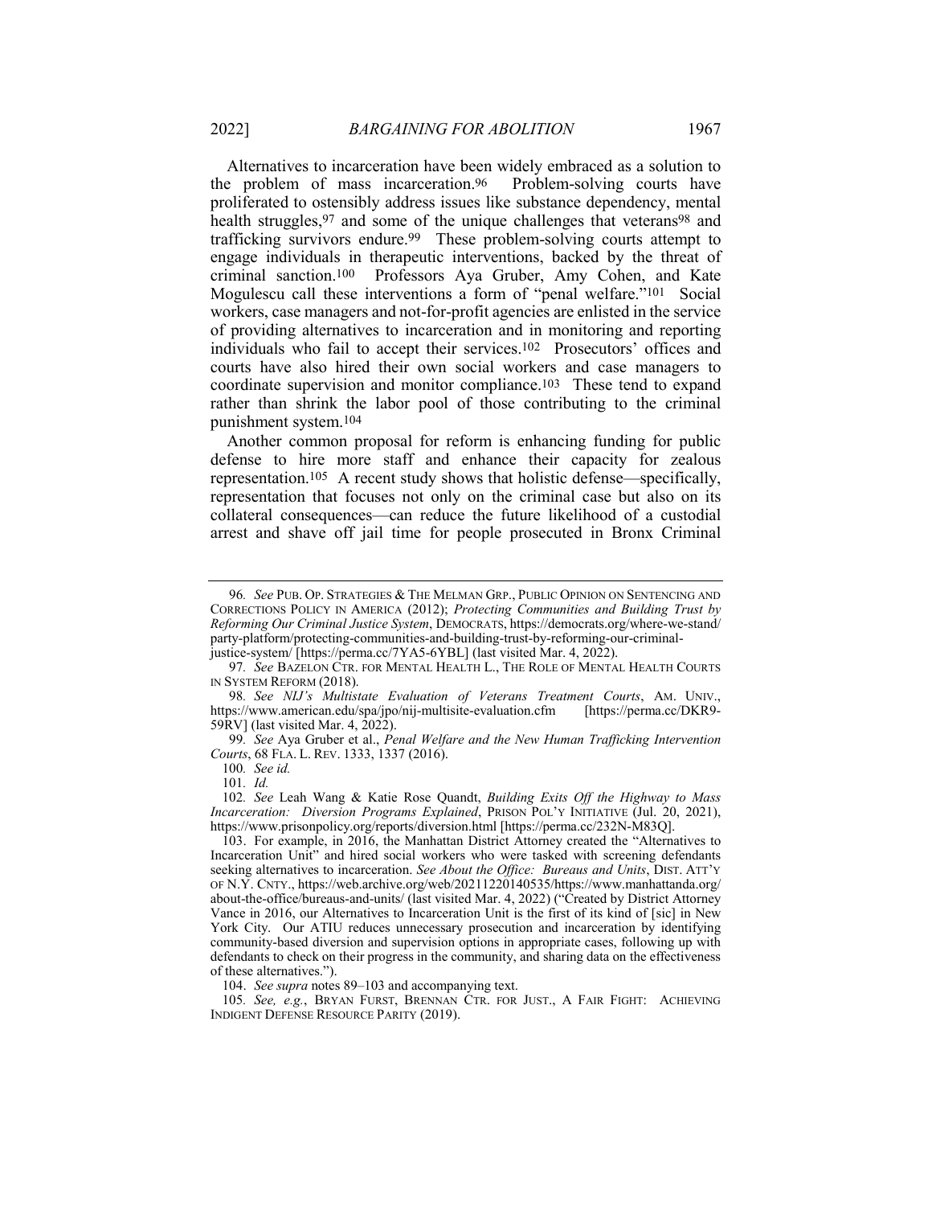Alternatives to incarceration have been widely embraced as a solution to the problem of mass incarceration.[96] Problem-solving courts have proliferated to ostensibly address issues like substance dependency, mental health struggles,[97] and some of the unique challenges that veterans[98] and trafficking survivors endure.[99] These problem-solving courts attempt to engage individuals in therapeutic interventions, backed by the threat of criminal sanction.[100] Professors Aya Gruber, Amy Cohen, and Kate Mogulescu call these interventions a form of "penal welfare."[101] Social workers, case managers and not-for-profit agencies are enlisted in the service of providing alternatives to incarceration and in monitoring and reporting individuals who fail to accept their services.[102] Prosecutors' offices and courts have also hired their own social workers and case managers to coordinate supervision and monitor compliance.[103] These tend to expand rather than shrink the labor pool of those contributing to the criminal punishment system.[104]

Another common proposal for reform is enhancing funding for public defense to hire more staff and enhance their capacity for zealous representation.[105] A recent study shows that holistic defense—specifically, representation that focuses not only on the criminal case but also on its collateral consequences—can reduce the future likelihood of a custodial arrest and shave off jail time for people prosecuted in Bronx Criminal

---

96. *See* PUB. OP. STRATEGIES & THE MELMAN GRP., PUBLIC OPINION ON SENTENCING AND CORRECTIONS POLICY IN AMERICA (2012); *Protecting Communities and Building Trust by Reforming Our Criminal Justice System*, DEMOCRATS, https://democrats.org/where-we-stand/party-platform/protecting-communities-and-building-trust-by-reforming-our-criminal-justice-system/ [https://perma.cc/7YA5-6YBL] (last visited Mar. 4, 2022).

97. *See* BAZELON CTR. FOR MENTAL HEALTH L., THE ROLE OF MENTAL HEALTH COURTS IN SYSTEM REFORM (2018).

98. *See NIJ's Multistate Evaluation of Veterans Treatment Courts*, AM. UNIV., https://www.american.edu/spa/jpo/nij-multisite-evaluation.cfm [https://perma.cc/DKR9-59RV] (last visited Mar. 4, 2022).

99. *See* Aya Gruber et al., *Penal Welfare and the New Human Trafficking Intervention Courts*, 68 FLA. L. REV. 1333, 1337 (2016).

100. *See id.*

101. *Id.*

102. *See* Leah Wang & Katie Rose Quandt, *Building Exits Off the Highway to Mass Incarceration: Diversion Programs Explained*, PRISON POL'Y INITIATIVE (Jul. 20, 2021), https://www.prisonpolicy.org/reports/diversion.html [https://perma.cc/232N-M83Q].

103. For example, in 2016, the Manhattan District Attorney created the "Alternatives to Incarceration Unit" and hired social workers who were tasked with screening defendants seeking alternatives to incarceration. *See About the Office: Bureaus and Units*, DIST. ATT'Y OF N.Y. CNTY., https://web.archive.org/web/20211220140535/https://www.manhattanda.org/about-the-office/bureaus-and-units/ (last visited Mar. 4, 2022) ("Created by District Attorney Vance in 2016, our Alternatives to Incarceration Unit is the first of its kind of [sic] in New York City. Our ATIU reduces unnecessary prosecution and incarceration by identifying community-based diversion and supervision options in appropriate cases, following up with defendants to check on their progress in the community, and sharing data on the effectiveness of these alternatives.").

104. *See supra* notes 89–103 and accompanying text.

105. *See, e.g.*, BRYAN FURST, BRENNAN CTR. FOR JUST., A FAIR FIGHT: ACHIEVING INDIGENT DEFENSE RESOURCE PARITY (2019).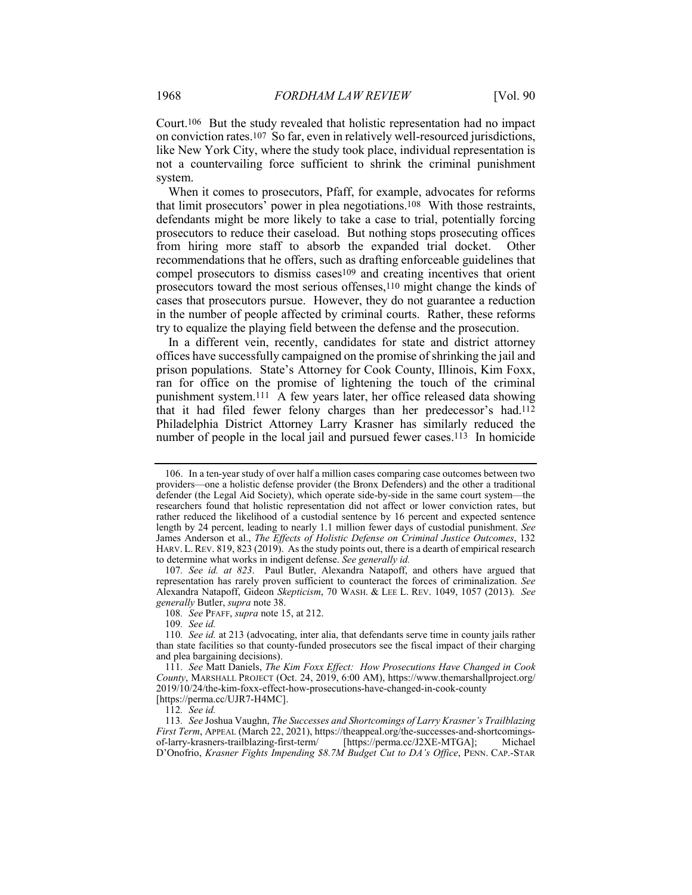Court.[106] But the study revealed that holistic representation had no impact on conviction rates.[107] So far, even in relatively well-resourced jurisdictions, like New York City, where the study took place, individual representation is not a countervailing force sufficient to shrink the criminal punishment system.

When it comes to prosecutors, Pfaff, for example, advocates for reforms that limit prosecutors' power in plea negotiations.[108] With those restraints, defendants might be more likely to take a case to trial, potentially forcing prosecutors to reduce their caseload. But nothing stops prosecuting offices from hiring more staff to absorb the expanded trial docket. Other recommendations that he offers, such as drafting enforceable guidelines that compel prosecutors to dismiss cases[109] and creating incentives that orient prosecutors toward the most serious offenses,[110] might change the kinds of cases that prosecutors pursue. However, they do not guarantee a reduction in the number of people affected by criminal courts. Rather, these reforms try to equalize the playing field between the defense and the prosecution.

In a different vein, recently, candidates for state and district attorney offices have successfully campaigned on the promise of shrinking the jail and prison populations. State's Attorney for Cook County, Illinois, Kim Foxx, ran for office on the promise of lightening the touch of the criminal punishment system.[111] A few years later, her office released data showing that it had filed fewer felony charges than her predecessor's had.[112] Philadelphia District Attorney Larry Krasner has similarly reduced the number of people in the local jail and pursued fewer cases.[113] In homicide

---

106. In a ten-year study of over half a million cases comparing case outcomes between two providers—one a holistic defense provider (the Bronx Defenders) and the other a traditional defender (the Legal Aid Society), which operate side-by-side in the same court system—the researchers found that holistic representation did not affect or lower conviction rates, but rather reduced the likelihood of a custodial sentence by 16 percent and expected sentence length by 24 percent, leading to nearly 1.1 million fewer days of custodial punishment. *See* James Anderson et al., *The Effects of Holistic Defense on Criminal Justice Outcomes*, 132 HARV. L. REV. 819, 823 (2019). As the study points out, there is a dearth of empirical research to determine what works in indigent defense. *See generally id.*

107. *See id. at 823*. Paul Butler, Alexandra Natapoff, and others have argued that representation has rarely proven sufficient to counteract the forces of criminalization. *See* Alexandra Natapoff, Gideon *Skepticism*, 70 WASH. & LEE L. REV. 1049, 1057 (2013). *See generally* Butler, *supra* note 38.

108. *See* PFAFF, *supra* note 15, at 212.

109. *See id.*

110. *See id.* at 213 (advocating, inter alia, that defendants serve time in county jails rather than state facilities so that county-funded prosecutors see the fiscal impact of their charging and plea bargaining decisions).

111. *See* Matt Daniels, *The Kim Foxx Effect: How Prosecutions Have Changed in Cook County*, MARSHALL PROJECT (Oct. 24, 2019, 6:00 AM), https://www.themarshallproject.org/2019/10/24/the-kim-foxx-effect-how-prosecutions-have-changed-in-cook-county [https://perma.cc/UJR7-H4MC].

112. *See id.*

113. *See* Joshua Vaughn, *The Successes and Shortcomings of Larry Krasner's Trailblazing First Term*, APPEAL (March 22, 2021), https://theappeal.org/the-successes-and-shortcomings-of-larry-krasners-trailblazing-first-term/ [https://perma.cc/J2XE-MTGA]; Michael D'Onofrio, *Krasner Fights Impending $8.7M Budget Cut to DA's Office*, PENN. CAP.-STAR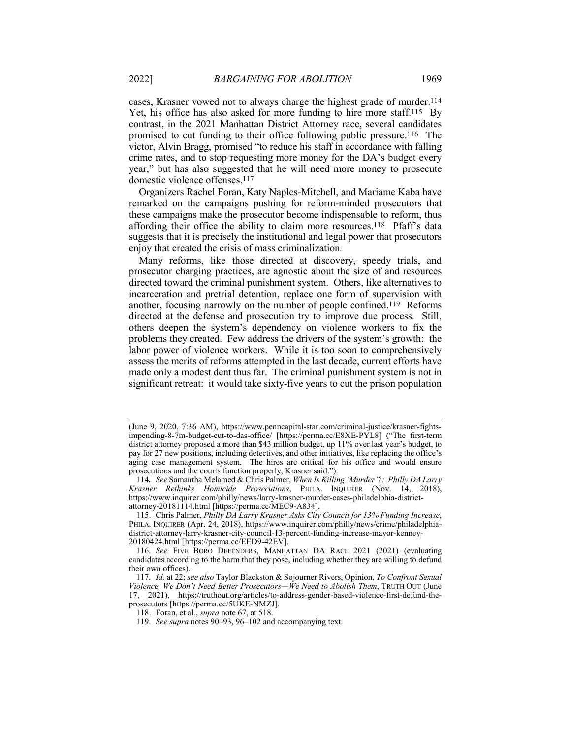cases, Krasner vowed not to always charge the highest grade of murder.[114] Yet, his office has also asked for more funding to hire more staff.[115] By contrast, in the 2021 Manhattan District Attorney race, several candidates promised to cut funding to their office following public pressure.[116] The victor, Alvin Bragg, promised "to reduce his staff in accordance with falling crime rates, and to stop requesting more money for the DA's budget every year," but has also suggested that he will need more money to prosecute domestic violence offenses.[117]

Organizers Rachel Foran, Katy Naples-Mitchell, and Mariame Kaba have remarked on the campaigns pushing for reform-minded prosecutors that these campaigns make the prosecutor become indispensable to reform, thus affording their office the ability to claim more resources.[118] Pfaff's data suggests that it is precisely the institutional and legal power that prosecutors enjoy that created the crisis of mass criminalization.

Many reforms, like those directed at discovery, speedy trials, and prosecutor charging practices, are agnostic about the size of and resources directed toward the criminal punishment system. Others, like alternatives to incarceration and pretrial detention, replace one form of supervision with another, focusing narrowly on the number of people confined.[119] Reforms directed at the defense and prosecution try to improve due process. Still, others deepen the system's dependency on violence workers to fix the problems they created. Few address the drivers of the system's growth: the labor power of violence workers. While it is too soon to comprehensively assess the merits of reforms attempted in the last decade, current efforts have made only a modest dent thus far. The criminal punishment system is not in significant retreat: it would take sixty-five years to cut the prison population

---

(June 9, 2020, 7:36 AM), https://www.penncapital-star.com/criminal-justice/krasner-fights-impending-8-7m-budget-cut-to-das-office/ [https://perma.cc/E8XE-PYL8] ("The first-term district attorney proposed a more than $43 million budget, up 11% over last year's budget, to pay for 27 new positions, including detectives, and other initiatives, like replacing the office's aging case management system. The hires are critical for his office and would ensure prosecutions and the courts function properly, Krasner said.").

114. *See* Samantha Melamed & Chris Palmer, *When Is Killing 'Murder'?: Philly DA Larry Krasner Rethinks Homicide Prosecutions*, PHILA. INQUIRER (Nov. 14, 2018), https://www.inquirer.com/philly/news/larry-krasner-murder-cases-philadelphia-district-attorney-20181114.html [https://perma.cc/MEC9-A834].

115. Chris Palmer, *Philly DA Larry Krasner Asks City Council for 13% Funding Increase*, PHILA. INQUIRER (Apr. 24, 2018), https://www.inquirer.com/philly/news/crime/philadelphia-district-attorney-larry-krasner-city-council-13-percent-funding-increase-mayor-kenney-20180424.html [https://perma.cc/EED9-42EV].

116. *See* FIVE BORO DEFENDERS, MANHATTAN DA RACE 2021 (2021) (evaluating candidates according to the harm that they pose, including whether they are willing to defund their own offices).

117. *Id.* at 22; *see also* Taylor Blackston & Sojourner Rivers, Opinion, *To Confront Sexual Violence, We Don't Need Better Prosecutors—We Need to Abolish Them*, TRUTH OUT (June 17, 2021), https://truthout.org/articles/to-address-gender-based-violence-first-defund-the-prosecutors [https://perma.cc/5UKE-NMZJ].

118. Foran, et al., *supra* note 67, at 518.

119. *See supra* notes 90–93, 96–102 and accompanying text.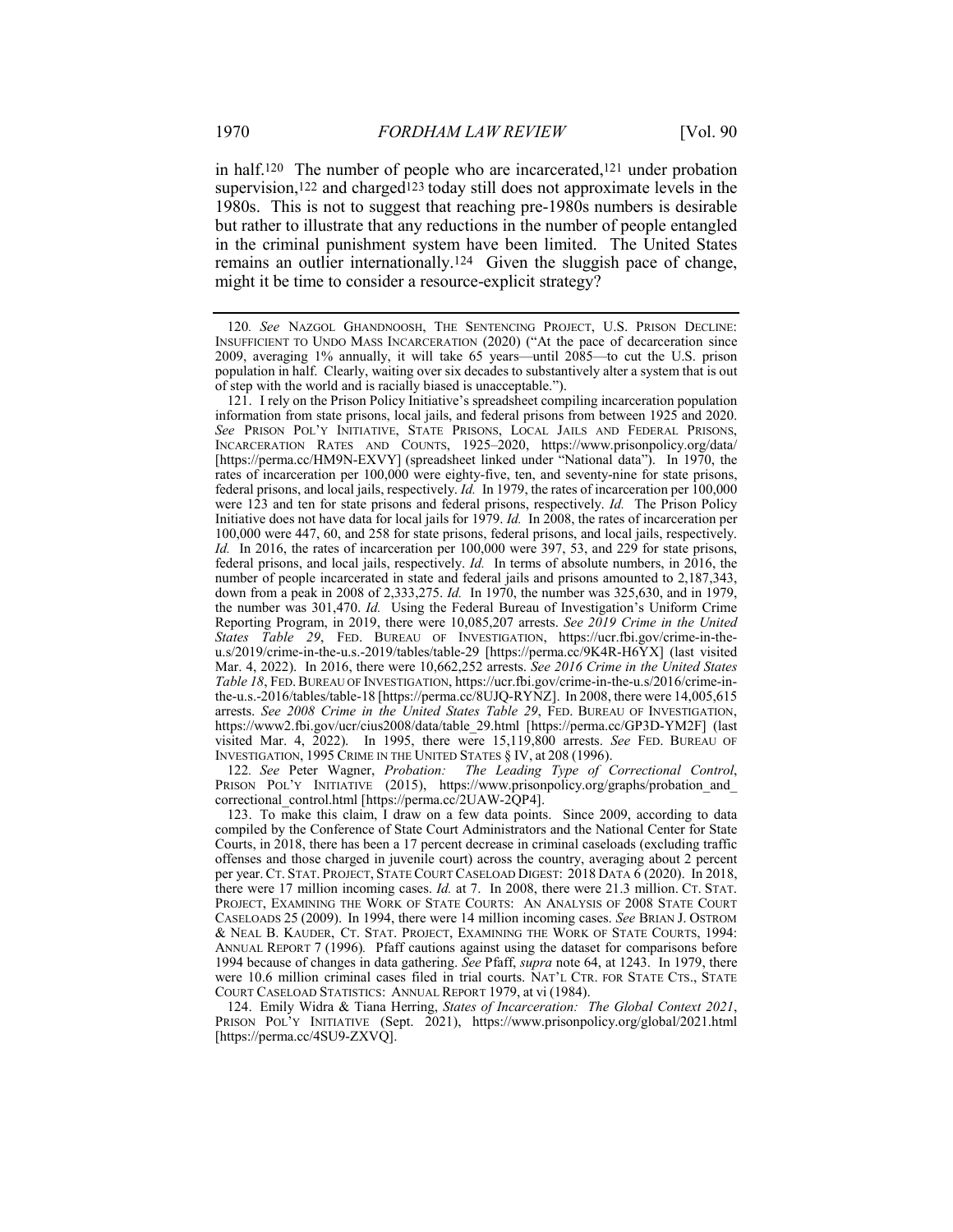in half.[120] The number of people who are incarcerated,[121] under probation supervision,[122] and charged[123] today still does not approximate levels in the 1980s. This is not to suggest that reaching pre-1980s numbers is desirable but rather to illustrate that any reductions in the number of people entangled in the criminal punishment system have been limited. The United States remains an outlier internationally.[124] Given the sluggish pace of change, might it be time to consider a resource-explicit strategy?

---

120. *See* NAZGOL GHANDNOOSH, THE SENTENCING PROJECT, U.S. PRISON DECLINE: INSUFFICIENT TO UNDO MASS INCARCERATION (2020) ("At the pace of decarceration since 2009, averaging 1% annually, it will take 65 years—until 2085—to cut the U.S. prison population in half. Clearly, waiting over six decades to substantively alter a system that is out of step with the world and is racially biased is unacceptable.").

121. I rely on the Prison Policy Initiative's spreadsheet compiling incarceration population information from state prisons, local jails, and federal prisons from between 1925 and 2020. *See* PRISON POL'Y INITIATIVE, STATE PRISONS, LOCAL JAILS AND FEDERAL PRISONS, INCARCERATION RATES AND COUNTS, 1925–2020, https://www.prisonpolicy.org/data/ [https://perma.cc/HM9N-EXVY] (spreadsheet linked under "National data"). In 1970, the rates of incarceration per 100,000 were eighty-five, ten, and seventy-nine for state prisons, federal prisons, and local jails, respectively. *Id.* In 1979, the rates of incarceration per 100,000 were 123 and ten for state prisons and federal prisons, respectively. *Id.* The Prison Policy Initiative does not have data for local jails for 1979. *Id.* In 2008, the rates of incarceration per 100,000 were 447, 60, and 258 for state prisons, federal prisons, and local jails, respectively. *Id.* In 2016, the rates of incarceration per 100,000 were 397, 53, and 229 for state prisons, federal prisons, and local jails, respectively. *Id.* In terms of absolute numbers, in 2016, the number of people incarcerated in state and federal jails and prisons amounted to 2,187,343, down from a peak in 2008 of 2,333,275. *Id.* In 1970, the number was 325,630, and in 1979, the number was 301,470. *Id.* Using the Federal Bureau of Investigation's Uniform Crime Reporting Program, in 2019, there were 10,085,207 arrests. *See 2019 Crime in the United States Table 29*, FED. BUREAU OF INVESTIGATION, https://ucr.fbi.gov/crime-in-the-u.s/2019/tables/table-29 [https://perma.cc/9K4R-H6YX] (last visited Mar. 4, 2022). In 2016, there were 10,662,252 arrests. *See 2016 Crime in the United States Table 18*, FED. BUREAU OF INVESTIGATION, https://ucr.fbi.gov/crime-in-the-u.s/2016/crime-in-the-u.s.-2016/tables/table-18 [https://perma.cc/8UJQ-RYNZ]. In 2008, there were 14,005,615 arrests. *See 2008 Crime in the United States Table 29*, FED. BUREAU OF INVESTIGATION, https://www2.fbi.gov/ucr/cius2008/data/table_29.html [https://perma.cc/GP3D-YM2F] (last visited Mar. 4, 2022). In 1995, there were 15,119,800 arrests. *See* FED. BUREAU OF INVESTIGATION, 1995 CRIME IN THE UNITED STATES § IV, at 208 (1996).

122. *See* Peter Wagner, *Probation: The Leading Type of Correctional Control*, PRISON POL'Y INITIATIVE (2015), https://www.prisonpolicy.org/graphs/probation_and_correctional_control.html [https://perma.cc/2UAW-2QP4].

123. To make this claim, I draw on a few data points. Since 2009, according to data compiled by the Conference of State Court Administrators and the National Center for State Courts, in 2018, there has been a 17 percent decrease in criminal caseloads (excluding traffic offenses and those charged in juvenile court) across the country, averaging about 2 percent per year. CT. STAT. PROJECT, STATE COURT CASELOAD DIGEST: 2018 DATA 6 (2020). In 2018, there were 17 million incoming cases. *Id.* at 7. In 2008, there were 21.3 million. CT. STAT. PROJECT, EXAMINING THE WORK OF STATE COURTS: AN ANALYSIS OF 2008 STATE COURT CASELOADS 25 (2009). In 1994, there were 14 million incoming cases. *See* BRIAN J. OSTROM & NEAL B. KAUDER, CT. STAT. PROJECT, EXAMINING THE WORK OF STATE COURTS, 1994: ANNUAL REPORT 7 (1996). Pfaff cautions against using the dataset for comparisons before 1994 because of changes in data gathering. *See* Pfaff, *supra* note 64, at 1243. In 1979, there were 10.6 million criminal cases filed in trial courts. NAT'L CTR. FOR STATE CTS., STATE COURT CASELOAD STATISTICS: ANNUAL REPORT 1979, at vi (1984).

124. Emily Widra & Tiana Herring, *States of Incarceration: The Global Context 2021*, PRISON POL'Y INITIATIVE (Sept. 2021), https://www.prisonpolicy.org/global/2021.html [https://perma.cc/4SU9-ZXVQ].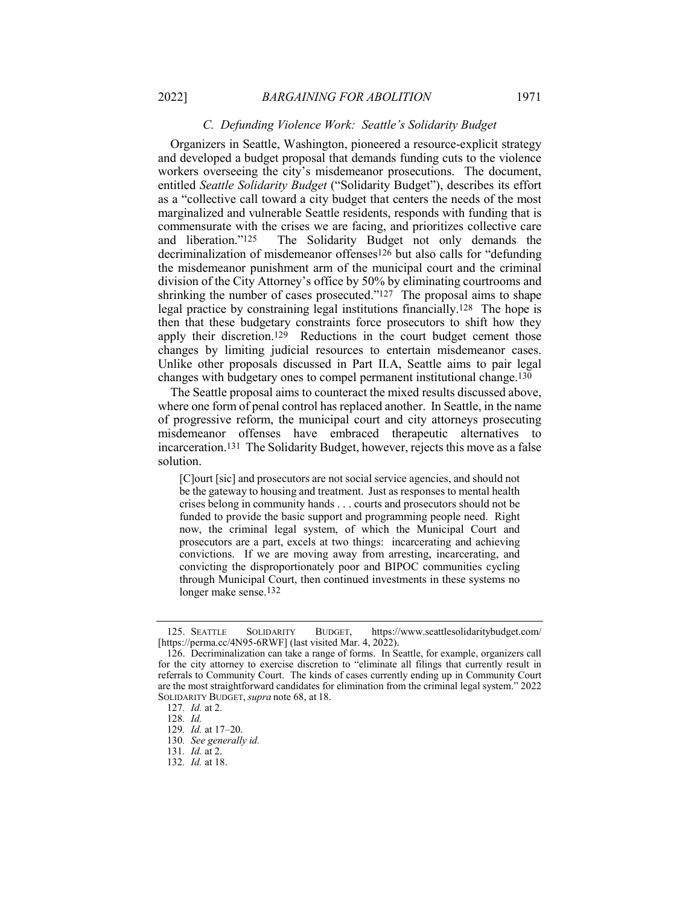### *C. Defunding Violence Work: Seattle's Solidarity Budget*

Organizers in Seattle, Washington, pioneered a resource-explicit strategy and developed a budget proposal that demands funding cuts to the violence workers overseeing the city's misdemeanor prosecutions. The document, entitled *Seattle Solidarity Budget* ("Solidarity Budget"), describes its effort as a "collective call toward a city budget that centers the needs of the most marginalized and vulnerable Seattle residents, responds with funding that is commensurate with the crises we are facing, and prioritizes collective care and liberation."[125] The Solidarity Budget not only demands the decriminalization of misdemeanor offenses[126] but also calls for "defunding the misdemeanor punishment arm of the municipal court and the criminal division of the City Attorney's office by 50% by eliminating courtrooms and shrinking the number of cases prosecuted."[127] The proposal aims to shape legal practice by constraining legal institutions financially.[128] The hope is then that these budgetary constraints force prosecutors to shift how they apply their discretion.[129] Reductions in the court budget cement those changes by limiting judicial resources to entertain misdemeanor cases. Unlike other proposals discussed in Part II.A, Seattle aims to pair legal changes with budgetary ones to compel permanent institutional change.[130]

The Seattle proposal aims to counteract the mixed results discussed above, where one form of penal control has replaced another. In Seattle, in the name of progressive reform, the municipal court and city attorneys prosecuting misdemeanor offenses have embraced therapeutic alternatives to incarceration.[131] The Solidarity Budget, however, rejects this move as a false solution.

> [C]ourt [sic] and prosecutors are not social service agencies, and should not be the gateway to housing and treatment. Just as responses to mental health crises belong in community hands . . . courts and prosecutors should not be funded to provide the basic support and programming people need. Right now, the criminal legal system, of which the Municipal Court and prosecutors are a part, excels at two things: incarcerating and achieving convictions. If we are moving away from arresting, incarcerating, and convicting the disproportionately poor and BIPOC communities cycling through Municipal Court, then continued investments in these systems no longer make sense.[132]

---

125. SEATTLE SOLIDARITY BUDGET, https://www.seattlesolidaritybudget.com/ [https://perma.cc/4N95-6RWF] (last visited Mar. 4, 2022).

126. Decriminalization can take a range of forms. In Seattle, for example, organizers call for the city attorney to exercise discretion to "eliminate all filings that currently result in referrals to Community Court. The kinds of cases currently ending up in Community Court are the most straightforward candidates for elimination from the criminal legal system." 2022 SOLIDARITY BUDGET, *supra* note 68, at 18.

127. *Id.* at 2.

128. *Id.*

129. *Id.* at 17–20.

130. *See generally id.*

131. *Id.* at 2.

132. *Id.* at 18.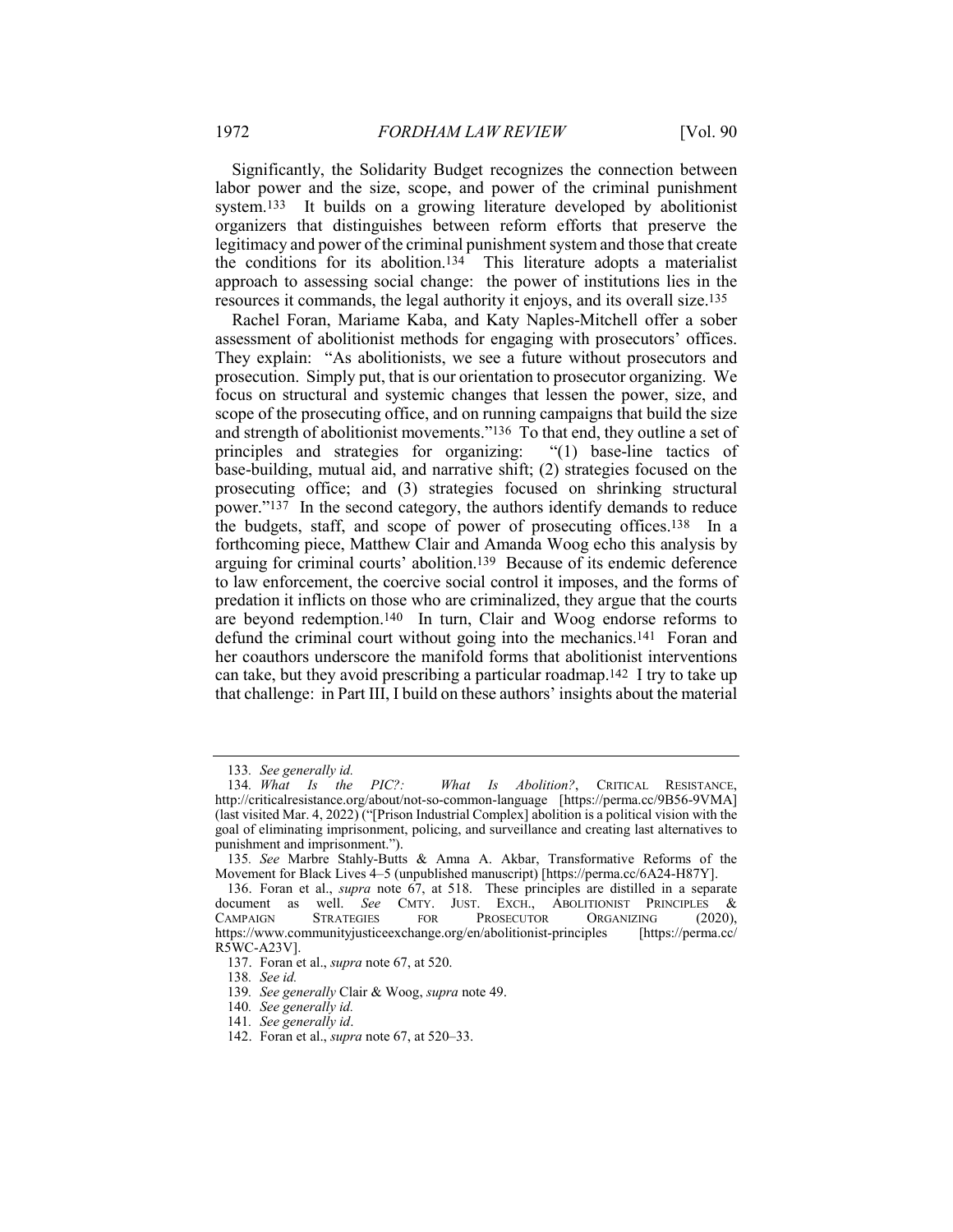Significantly, the Solidarity Budget recognizes the connection between labor power and the size, scope, and power of the criminal punishment system.[133] It builds on a growing literature developed by abolitionist organizers that distinguishes between reform efforts that preserve the legitimacy and power of the criminal punishment system and those that create the conditions for its abolition.[134] This literature adopts a materialist approach to assessing social change: the power of institutions lies in the resources it commands, the legal authority it enjoys, and its overall size.[135]

Rachel Foran, Mariame Kaba, and Katy Naples-Mitchell offer a sober assessment of abolitionist methods for engaging with prosecutors' offices. They explain: "As abolitionists, we see a future without prosecutors and prosecution. Simply put, that is our orientation to prosecutor organizing. We focus on structural and systemic changes that lessen the power, size, and scope of the prosecuting office, and on running campaigns that build the size and strength of abolitionist movements."[136] To that end, they outline a set of principles and strategies for organizing: "(1) base-line tactics of base-building, mutual aid, and narrative shift; (2) strategies focused on the prosecuting office; and (3) strategies focused on shrinking structural power."[137] In the second category, the authors identify demands to reduce the budgets, staff, and scope of power of prosecuting offices.[138] In a forthcoming piece, Matthew Clair and Amanda Woog echo this analysis by arguing for criminal courts' abolition.[139] Because of its endemic deference to law enforcement, the coercive social control it imposes, and the forms of predation it inflicts on those who are criminalized, they argue that the courts are beyond redemption.[140] In turn, Clair and Woog endorse reforms to defund the criminal court without going into the mechanics.[141] Foran and her coauthors underscore the manifold forms that abolitionist interventions can take, but they avoid prescribing a particular roadmap.[142] I try to take up that challenge: in Part III, I build on these authors' insights about the material

---

133. *See generally id.*

134. *What Is the PIC?: What Is Abolition?*, CRITICAL RESISTANCE, http://criticalresistance.org/about/not-so-common-language [https://perma.cc/9B56-9VMA] (last visited Mar. 4, 2022) ("[Prison Industrial Complex] abolition is a political vision with the goal of eliminating imprisonment, policing, and surveillance and creating last alternatives to punishment and imprisonment.").

135. *See* Marbre Stahly-Butts & Amna A. Akbar, Transformative Reforms of the Movement for Black Lives 4–5 (unpublished manuscript) [https://perma.cc/6A24-H87Y].

136. Foran et al., *supra* note 67, at 518. These principles are distilled in a separate document as well. *See* CMTY. JUST. EXCH., ABOLITIONIST PRINCIPLES & CAMPAIGN STRATEGIES FOR PROSECUTOR ORGANIZING (2020), https://www.communityjusticeexchange.org/en/abolitionist-principles [https://perma.cc/R5WC-A23V].

137. Foran et al., *supra* note 67, at 520.

138. *See id.*

139. *See generally* Clair & Woog, *supra* note 49.

140. *See generally id.*

141. *See generally id*.

142. Foran et al., *supra* note 67, at 520–33.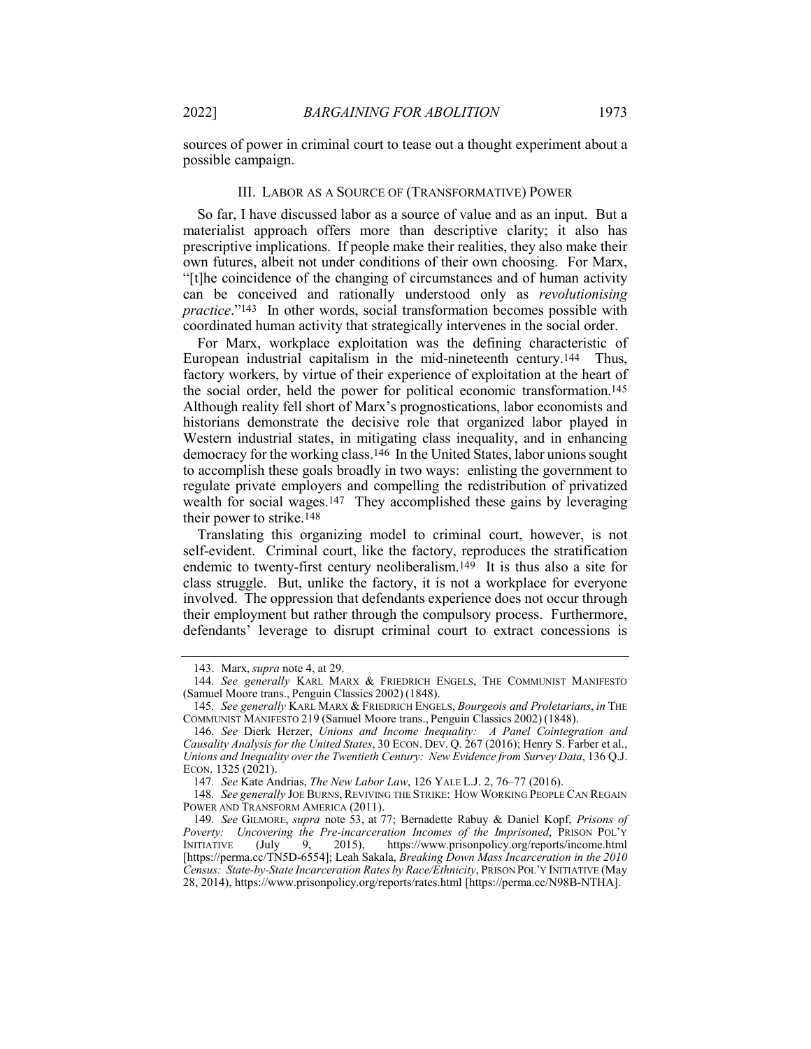sources of power in criminal court to tease out a thought experiment about a possible campaign.

## III. LABOR AS A SOURCE OF (TRANSFORMATIVE) POWER

So far, I have discussed labor as a source of value and as an input. But a materialist approach offers more than descriptive clarity; it also has prescriptive implications. If people make their realities, they also make their own futures, albeit not under conditions of their own choosing. For Marx, "[t]he coincidence of the changing of circumstances and of human activity can be conceived and rationally understood only as *revolutionising practice*."[143] In other words, social transformation becomes possible with coordinated human activity that strategically intervenes in the social order.

For Marx, workplace exploitation was the defining characteristic of European industrial capitalism in the mid-nineteenth century.[144] Thus, factory workers, by virtue of their experience of exploitation at the heart of the social order, held the power for political economic transformation.[145] Although reality fell short of Marx's prognostications, labor economists and historians demonstrate the decisive role that organized labor played in Western industrial states, in mitigating class inequality, and in enhancing democracy for the working class.[146] In the United States, labor unions sought to accomplish these goals broadly in two ways: enlisting the government to regulate private employers and compelling the redistribution of privatized wealth for social wages.[147] They accomplished these gains by leveraging their power to strike.[148]

Translating this organizing model to criminal court, however, is not self-evident. Criminal court, like the factory, reproduces the stratification endemic to twenty-first century neoliberalism.[149] It is thus also a site for class struggle. But, unlike the factory, it is not a workplace for everyone involved. The oppression that defendants experience does not occur through their employment but rather through the compulsory process. Furthermore, defendants' leverage to disrupt criminal court to extract concessions is

---

143. Marx, *supra* note 4, at 29.

144. *See generally* KARL MARX & FRIEDRICH ENGELS, THE COMMUNIST MANIFESTO (Samuel Moore trans., Penguin Classics 2002) (1848).

145. *See generally* KARL MARX & FRIEDRICH ENGELS, *Bourgeois and Proletarians*, *in* THE COMMUNIST MANIFESTO 219 (Samuel Moore trans., Penguin Classics 2002) (1848).

146. *See* Dierk Herzer, *Unions and Income Inequality: A Panel Cointegration and Causality Analysis for the United States*, 30 ECON. DEV. Q. 267 (2016); Henry S. Farber et al., *Unions and Inequality over the Twentieth Century: New Evidence from Survey Data*, 136 Q.J. ECON. 1325 (2021).

147. *See* Kate Andrias, *The New Labor Law*, 126 YALE L.J. 2, 76–77 (2016).

148. *See generally* JOE BURNS, REVIVING THE STRIKE: HOW WORKING PEOPLE CAN REGAIN POWER AND TRANSFORM AMERICA (2011).

149. *See* GILMORE, *supra* note 53, at 77; Bernadette Rabuy & Daniel Kopf, *Prisons of Poverty: Uncovering the Pre-incarceration Incomes of the Imprisoned*, PRISON POL'Y INITIATIVE (July 9, 2015), https://www.prisonpolicy.org/reports/income.html [https://perma.cc/TN5D-6554]; Leah Sakala, *Breaking Down Mass Incarceration in the 2010 Census: State-by-State Incarceration Rates by Race/Ethnicity*, PRISON POL'Y INITIATIVE (May 28, 2014), https://www.prisonpolicy.org/reports/rates.html [https://perma.cc/N98B-NTHA].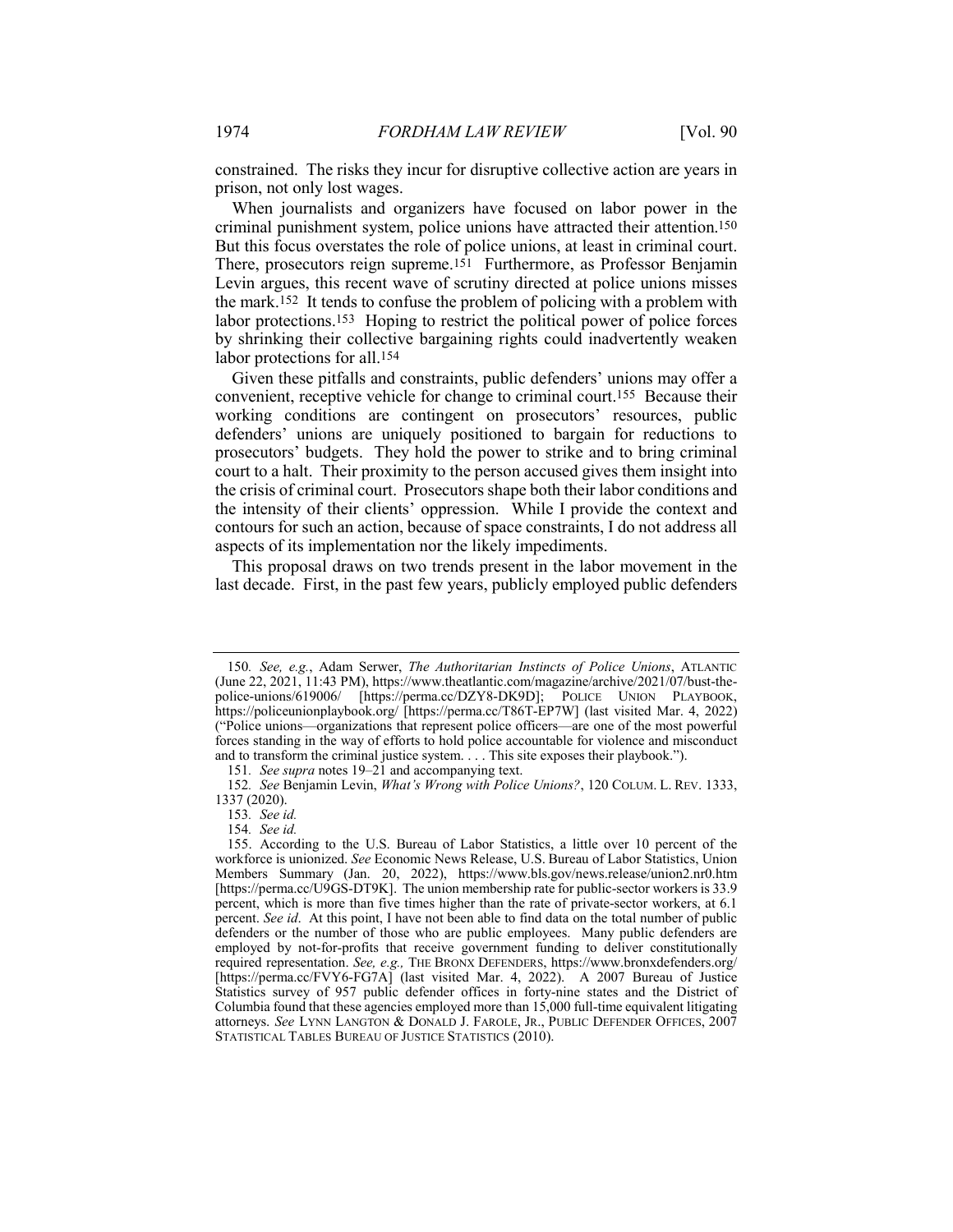constrained. The risks they incur for disruptive collective action are years in prison, not only lost wages.

When journalists and organizers have focused on labor power in the criminal punishment system, police unions have attracted their attention.[150] But this focus overstates the role of police unions, at least in criminal court. There, prosecutors reign supreme.[151] Furthermore, as Professor Benjamin Levin argues, this recent wave of scrutiny directed at police unions misses the mark.[152] It tends to confuse the problem of policing with a problem with labor protections.[153] Hoping to restrict the political power of police forces by shrinking their collective bargaining rights could inadvertently weaken labor protections for all.[154]

Given these pitfalls and constraints, public defenders' unions may offer a convenient, receptive vehicle for change to criminal court.[155] Because their working conditions are contingent on prosecutors' resources, public defenders' unions are uniquely positioned to bargain for reductions to prosecutors' budgets. They hold the power to strike and to bring criminal court to a halt. Their proximity to the person accused gives them insight into the crisis of criminal court. Prosecutors shape both their labor conditions and the intensity of their clients' oppression. While I provide the context and contours for such an action, because of space constraints, I do not address all aspects of its implementation nor the likely impediments.

This proposal draws on two trends present in the labor movement in the last decade. First, in the past few years, publicly employed public defenders

---

150. *See, e.g.*, Adam Serwer, *The Authoritarian Instincts of Police Unions*, ATLANTIC (June 22, 2021, 11:43 PM), https://www.theatlantic.com/magazine/archive/2021/07/bust-the-police-unions/619006/ [https://perma.cc/DZY8-DK9D]; POLICE UNION PLAYBOOK, https://policeunionplaybook.org/ [https://perma.cc/T86T-EP7W] (last visited Mar. 4, 2022) ("Police unions—organizations that represent police officers—are one of the most powerful forces standing in the way of efforts to hold police accountable for violence and misconduct and to transform the criminal justice system. . . . This site exposes their playbook.").

151. *See supra* notes 19–21 and accompanying text.

152. *See* Benjamin Levin, *What's Wrong with Police Unions?*, 120 COLUM. L. REV. 1333, 1337 (2020).

153. *See id.*

154. *See id.*

155. According to the U.S. Bureau of Labor Statistics, a little over 10 percent of the workforce is unionized. *See* Economic News Release, U.S. Bureau of Labor Statistics, Union Members Summary (Jan. 20, 2022), https://www.bls.gov/news.release/union2.nr0.htm [https://perma.cc/U9GS-DT9K]. The union membership rate for public-sector workers is 33.9 percent, which is more than five times higher than the rate of private-sector workers, at 6.1 percent. *See id*. At this point, I have not been able to find data on the total number of public defenders or the number of those who are public employees. Many public defenders are employed by not-for-profits that receive government funding to deliver constitutionally required representation. *See, e.g.,* THE BRONX DEFENDERS, https://www.bronxdefenders.org/ [https://perma.cc/FVY6-FG7A] (last visited Mar. 4, 2022). A 2007 Bureau of Justice Statistics survey of 957 public defender offices in forty-nine states and the District of Columbia found that these agencies employed more than 15,000 full-time equivalent litigating attorneys. *See* LYNN LANGTON & DONALD J. FAROLE, JR., PUBLIC DEFENDER OFFICES, 2007 STATISTICAL TABLES BUREAU OF JUSTICE STATISTICS (2010).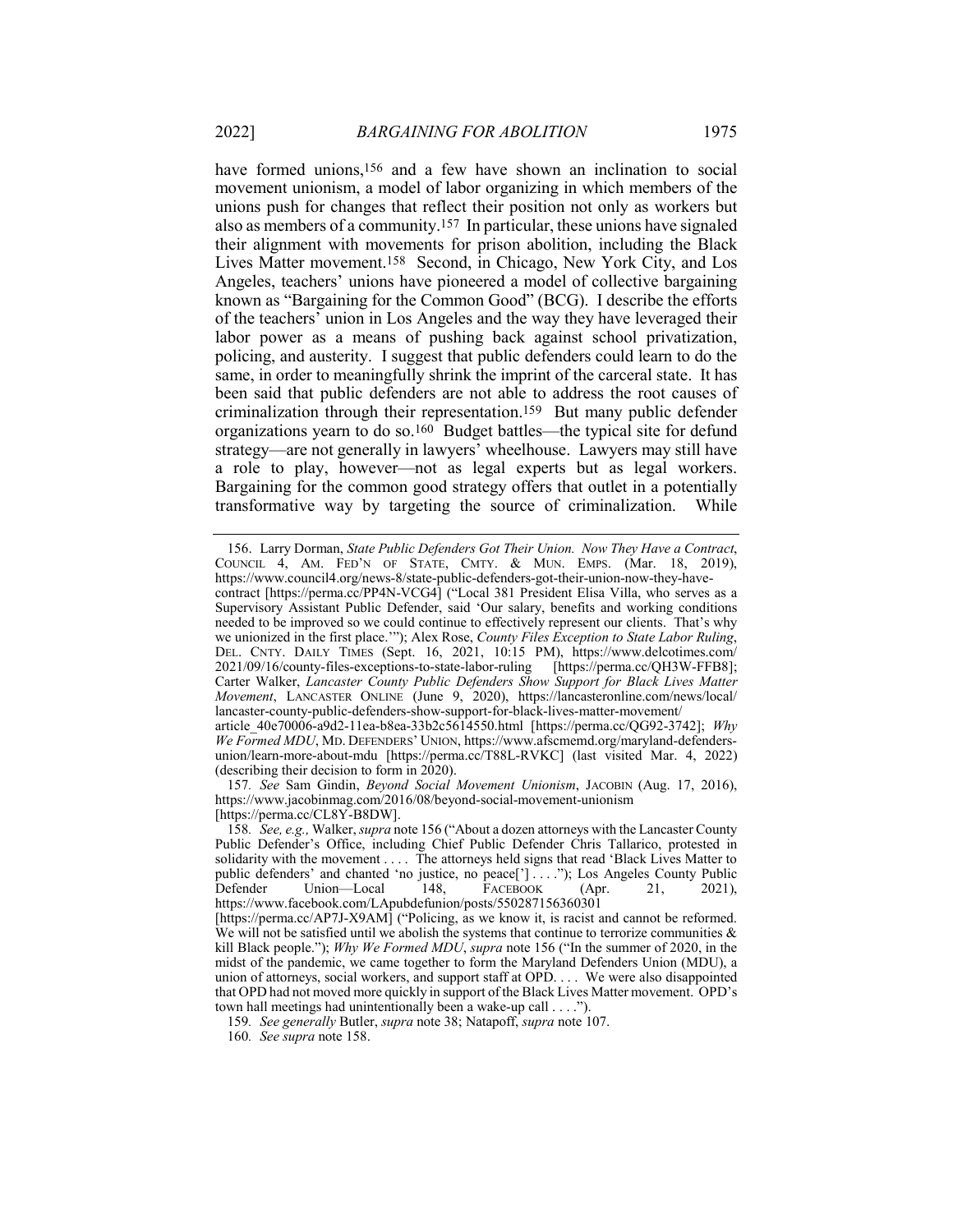have formed unions,[156] and a few have shown an inclination to social movement unionism, a model of labor organizing in which members of the unions push for changes that reflect their position not only as workers but also as members of a community.[157] In particular, these unions have signaled their alignment with movements for prison abolition, including the Black Lives Matter movement.[158] Second, in Chicago, New York City, and Los Angeles, teachers' unions have pioneered a model of collective bargaining known as "Bargaining for the Common Good" (BCG). I describe the efforts of the teachers' union in Los Angeles and the way they have leveraged their labor power as a means of pushing back against school privatization, policing, and austerity. I suggest that public defenders could learn to do the same, in order to meaningfully shrink the imprint of the carceral state. It has been said that public defenders are not able to address the root causes of criminalization through their representation.[159] But many public defender organizations yearn to do so.[160] Budget battles—the typical site for defund strategy—are not generally in lawyers' wheelhouse. Lawyers may still have a role to play, however—not as legal experts but as legal workers. Bargaining for the common good strategy offers that outlet in a potentially transformative way by targeting the source of criminalization. While

---

156. Larry Dorman, *State Public Defenders Got Their Union. Now They Have a Contract*, COUNCIL 4, AM. FED'N OF STATE, CMTY. & MUN. EMPS. (Mar. 18, 2019), https://www.council4.org/news-8/state-public-defenders-got-their-union-now-they-have-contract [https://perma.cc/PP4N-VCG4] ("Local 381 President Elisa Villa, who serves as a Supervisory Assistant Public Defender, said 'Our salary, benefits and working conditions needed to be improved so we could continue to effectively represent our clients. That's why we unionized in the first place.'"); Alex Rose, *County Files Exception to State Labor Ruling*, DEL. CNTY. DAILY TIMES (Sept. 16, 2021, 10:15 PM), https://www.delcotimes.com/2021/09/16/county-files-exceptions-to-state-labor-ruling [https://perma.cc/QH3W-FFB8]; Carter Walker, *Lancaster County Public Defenders Show Support for Black Lives Matter Movement*, LANCASTER ONLINE (June 9, 2020), https://lancasteronline.com/news/local/lancaster-county-public-defenders-show-support-for-black-lives-matter-movement/article_40e70006-a9d2-11ea-b8ea-33b2c5614550.html [https://perma.cc/QG92-3742]; *Why We Formed MDU*, MD. DEFENDERS' UNION, https://www.afscmemd.org/maryland-defenders-union/learn-more-about-mdu [https://perma.cc/T88L-RVKC] (last visited Mar. 4, 2022) (describing their decision to form in 2020).

157. *See* Sam Gindin, *Beyond Social Movement Unionism*, JACOBIN (Aug. 17, 2016), https://www.jacobinmag.com/2016/08/beyond-social-movement-unionism [https://perma.cc/CL8Y-B8DW].

158. *See, e.g.,* Walker, *supra* note 156 ("About a dozen attorneys with the Lancaster County Public Defender's Office, including Chief Public Defender Chris Tallarico, protested in solidarity with the movement . . . . The attorneys held signs that read 'Black Lives Matter to public defenders' and chanted 'no justice, no peace['] . . . ."); Los Angeles County Public Defender Union—Local 148, FACEBOOK (Apr. 21, 2021), https://www.facebook.com/LApubdefunion/posts/550287156360301 [https://perma.cc/AP7J-X9AM] ("Policing, as we know it, is racist and cannot be reformed. We will not be satisfied until we abolish the systems that continue to terrorize communities & kill Black people."); *Why We Formed MDU*, *supra* note 156 ("In the summer of 2020, in the midst of the pandemic, we came together to form the Maryland Defenders Union (MDU), a union of attorneys, social workers, and support staff at OPD. . . . We were also disappointed that OPD had not moved more quickly in support of the Black Lives Matter movement. OPD's town hall meetings had unintentionally been a wake-up call . . . .").

159. *See generally* Butler, *supra* note 38; Natapoff, *supra* note 107.

160. *See supra* note 158.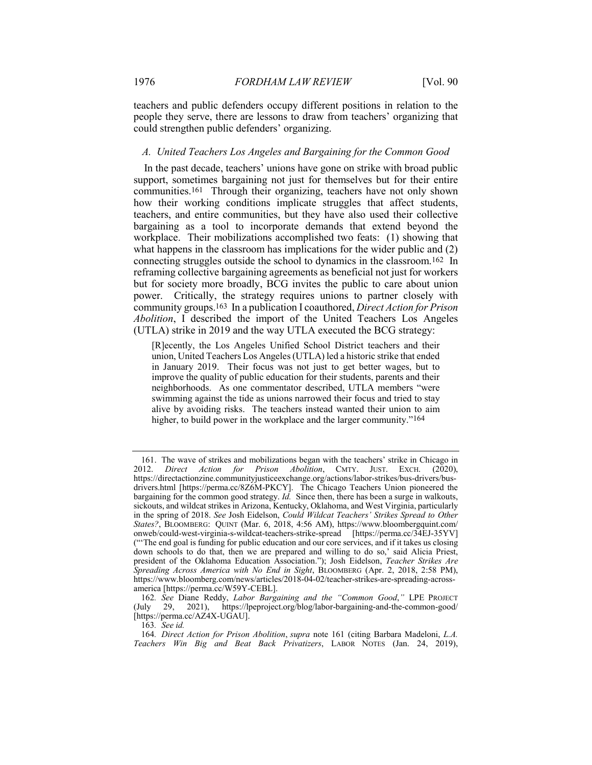teachers and public defenders occupy different positions in relation to the people they serve, there are lessons to draw from teachers' organizing that could strengthen public defenders' organizing.

### *A. United Teachers Los Angeles and Bargaining for the Common Good*

In the past decade, teachers' unions have gone on strike with broad public support, sometimes bargaining not just for themselves but for their entire communities.[161] Through their organizing, teachers have not only shown how their working conditions implicate struggles that affect students, teachers, and entire communities, but they have also used their collective bargaining as a tool to incorporate demands that extend beyond the workplace. Their mobilizations accomplished two feats: (1) showing that what happens in the classroom has implications for the wider public and (2) connecting struggles outside the school to dynamics in the classroom.[162] In reframing collective bargaining agreements as beneficial not just for workers but for society more broadly, BCG invites the public to care about union power. Critically, the strategy requires unions to partner closely with community groups.[163] In a publication I coauthored, *Direct Action for Prison Abolition*, I described the import of the United Teachers Los Angeles (UTLA) strike in 2019 and the way UTLA executed the BCG strategy:

> [R]ecently, the Los Angeles Unified School District teachers and their union, United Teachers Los Angeles (UTLA) led a historic strike that ended in January 2019. Their focus was not just to get better wages, but to improve the quality of public education for their students, parents and their neighborhoods. As one commentator described, UTLA members "were swimming against the tide as unions narrowed their focus and tried to stay alive by avoiding risks. The teachers instead wanted their union to aim higher, to build power in the workplace and the larger community."[164]

---

161. The wave of strikes and mobilizations began with the teachers' strike in Chicago in 2012. *Direct Action for Prison Abolition*, CMTY. JUST. EXCH. (2020), https://directactionzine.communityjusticeexchange.org/actions/labor-strikes/bus-drivers/bus-drivers.html [https://perma.cc/8Z6M-PKCY]. The Chicago Teachers Union pioneered the bargaining for the common good strategy. *Id.* Since then, there has been a surge in walkouts, sickouts, and wildcat strikes in Arizona, Kentucky, Oklahoma, and West Virginia, particularly in the spring of 2018. *See* Josh Eidelson, *Could Wildcat Teachers' Strikes Spread to Other States?*, BLOOMBERG: QUINT (Mar. 6, 2018, 4:56 AM), https://www.bloombergquint.com/onweb/could-west-virginia-s-wildcat-teachers-strike-spread [https://perma.cc/34EJ-35YV] ("'The end goal is funding for public education and our core services, and if it takes us closing down schools to do that, then we are prepared and willing to do so,' said Alicia Priest, president of the Oklahoma Education Association."); Josh Eidelson, *Teacher Strikes Are Spreading Across America with No End in Sight*, BLOOMBERG (Apr. 2, 2018, 2:58 PM), https://www.bloomberg.com/news/articles/2018-04-02/teacher-strikes-are-spreading-across-america [https://perma.cc/W59Y-CEBL].

162. *See* Diane Reddy, *Labor Bargaining and the "Common Good*,*"* LPE PROJECT (July 29, 2021), https://lpeproject.org/blog/labor-bargaining-and-the-common-good/ [https://perma.cc/AZ4X-UGAU].

163. *See id.*

164. *Direct Action for Prison Abolition*, *supra* note 161 (citing Barbara Madeloni, *L.A. Teachers Win Big and Beat Back Privatizers*, LABOR NOTES (Jan. 24, 2019),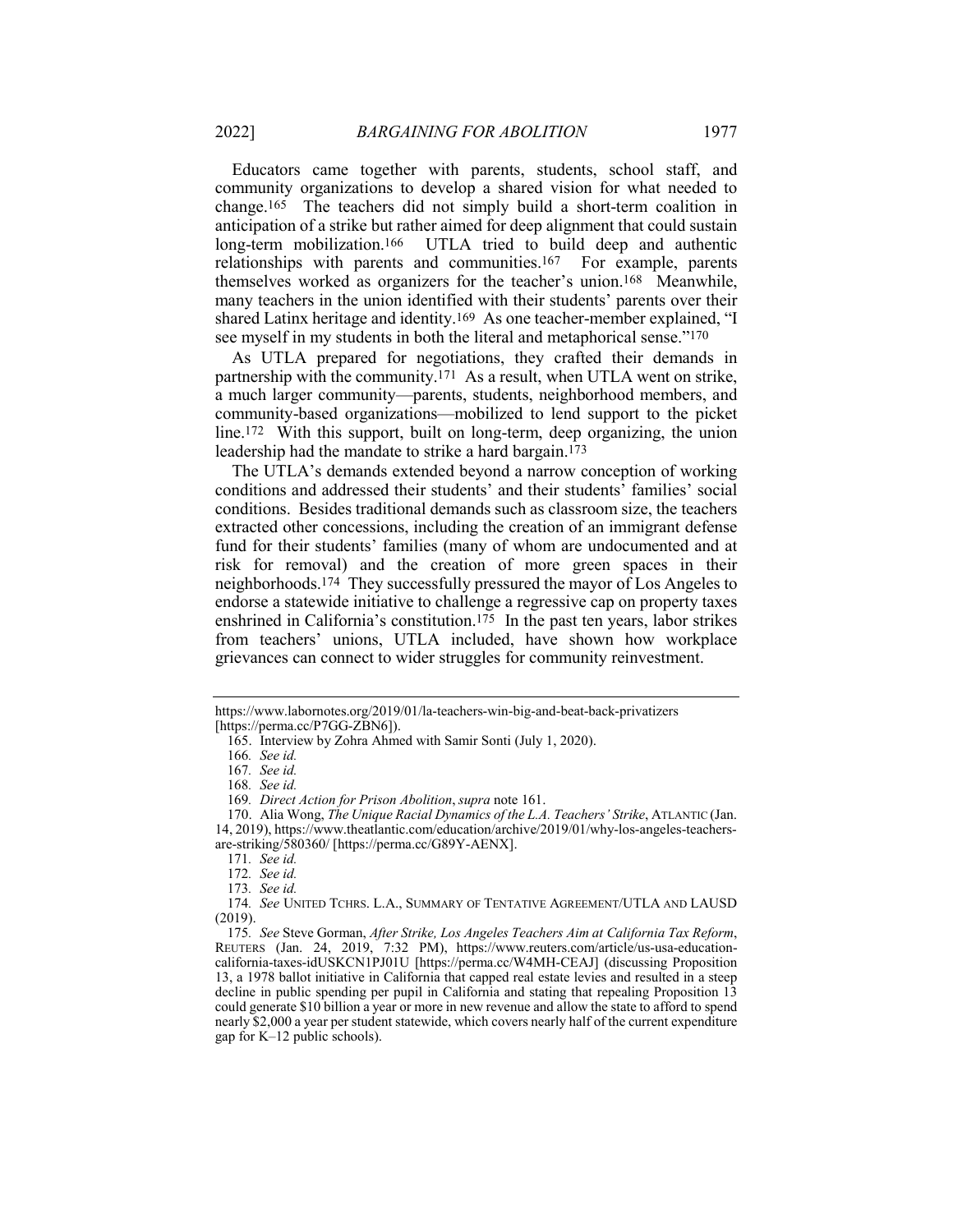Educators came together with parents, students, school staff, and community organizations to develop a shared vision for what needed to change.[165] The teachers did not simply build a short-term coalition in anticipation of a strike but rather aimed for deep alignment that could sustain long-term mobilization.[166] UTLA tried to build deep and authentic relationships with parents and communities.[167] For example, parents themselves worked as organizers for the teacher's union.[168] Meanwhile, many teachers in the union identified with their students' parents over their shared Latinx heritage and identity.[169] As one teacher-member explained, "I see myself in my students in both the literal and metaphorical sense."[170]

As UTLA prepared for negotiations, they crafted their demands in partnership with the community.[171] As a result, when UTLA went on strike, a much larger community—parents, students, neighborhood members, and community-based organizations—mobilized to lend support to the picket line.[172] With this support, built on long-term, deep organizing, the union leadership had the mandate to strike a hard bargain.[173]

The UTLA's demands extended beyond a narrow conception of working conditions and addressed their students' and their students' families' social conditions. Besides traditional demands such as classroom size, the teachers extracted other concessions, including the creation of an immigrant defense fund for their students' families (many of whom are undocumented and at risk for removal) and the creation of more green spaces in their neighborhoods.[174] They successfully pressured the mayor of Los Angeles to endorse a statewide initiative to challenge a regressive cap on property taxes enshrined in California's constitution.[175] In the past ten years, labor strikes from teachers' unions, UTLA included, have shown how workplace grievances can connect to wider struggles for community reinvestment.

---

https://www.labornotes.org/2019/01/la-teachers-win-big-and-beat-back-privatizers [https://perma.cc/P7GG-ZBN6]).

165. Interview by Zohra Ahmed with Samir Sonti (July 1, 2020).

166. *See id.*

167. *See id.*

168. *See id.*

169. *Direct Action for Prison Abolition*, *supra* note 161.

170. Alia Wong, *The Unique Racial Dynamics of the L.A. Teachers' Strike*, ATLANTIC (Jan. 14, 2019), https://www.theatlantic.com/education/archive/2019/01/why-los-angeles-teachers-are-striking/580360/ [https://perma.cc/G89Y-AENX].

171. *See id.*

172. *See id.*

173. *See id.*

174. *See* UNITED TCHRS. L.A., SUMMARY OF TENTATIVE AGREEMENT/UTLA AND LAUSD (2019).

175. *See* Steve Gorman, *After Strike, Los Angeles Teachers Aim at California Tax Reform*, REUTERS (Jan. 24, 2019, 7:32 PM), https://www.reuters.com/article/us-usa-education-california-taxes-idUSKCN1PJ01U [https://perma.cc/W4MH-CEAJ] (discussing Proposition 13, a 1978 ballot initiative in California that capped real estate levies and resulted in a steep decline in public spending per pupil in California and stating that repealing Proposition 13 could generate $10 billion a year or more in new revenue and allow the state to afford to spend nearly $2,000 a year per student statewide, which covers nearly half of the current expenditure gap for K–12 public schools).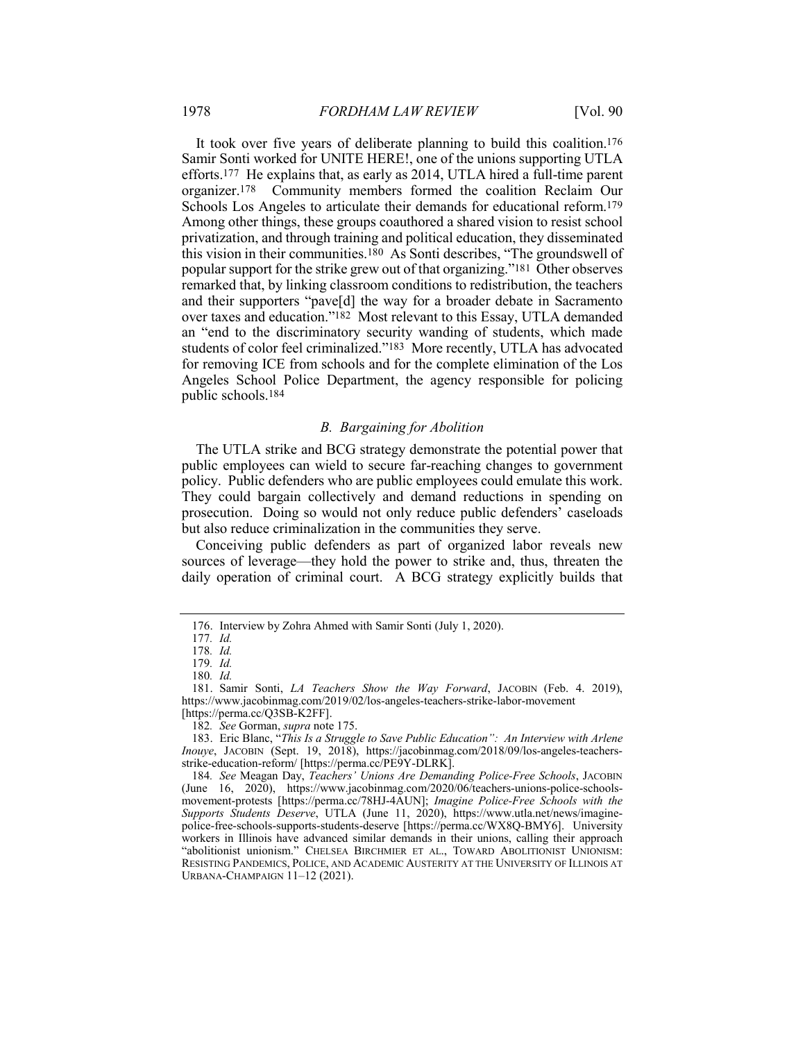It took over five years of deliberate planning to build this coalition.[176] Samir Sonti worked for UNITE HERE!, one of the unions supporting UTLA efforts.[177] He explains that, as early as 2014, UTLA hired a full-time parent organizer.[178] Community members formed the coalition Reclaim Our Schools Los Angeles to articulate their demands for educational reform.[179] Among other things, these groups coauthored a shared vision to resist school privatization, and through training and political education, they disseminated this vision in their communities.[180] As Sonti describes, "The groundswell of popular support for the strike grew out of that organizing."[181] Other observes remarked that, by linking classroom conditions to redistribution, the teachers and their supporters "pave[d] the way for a broader debate in Sacramento over taxes and education."[182] Most relevant to this Essay, UTLA demanded an "end to the discriminatory security wanding of students, which made students of color feel criminalized."[183] More recently, UTLA has advocated for removing ICE from schools and for the complete elimination of the Los Angeles School Police Department, the agency responsible for policing public schools.[184]

### *B. Bargaining for Abolition*

The UTLA strike and BCG strategy demonstrate the potential power that public employees can wield to secure far-reaching changes to government policy. Public defenders who are public employees could emulate this work. They could bargain collectively and demand reductions in spending on prosecution. Doing so would not only reduce public defenders' caseloads but also reduce criminalization in the communities they serve.

Conceiving public defenders as part of organized labor reveals new sources of leverage—they hold the power to strike and, thus, threaten the daily operation of criminal court. A BCG strategy explicitly builds that

---

176. Interview by Zohra Ahmed with Samir Sonti (July 1, 2020).

177. *Id.*

178. *Id.*

179. *Id.*

180. *Id.*

181. Samir Sonti, *LA Teachers Show the Way Forward*, JACOBIN (Feb. 4. 2019), https://www.jacobinmag.com/2019/02/los-angeles-teachers-strike-labor-movement [https://perma.cc/Q3SB-K2FF].

182. *See* Gorman, *supra* note 175.

183. Eric Blanc, "*This Is a Struggle to Save Public Education": An Interview with Arlene Inouye*, JACOBIN (Sept. 19, 2018), https://jacobinmag.com/2018/09/los-angeles-teachers-strike-education-reform/ [https://perma.cc/PE9Y-DLRK].

184. *See* Meagan Day, *Teachers' Unions Are Demanding Police-Free Schools*, JACOBIN (June 16, 2020), https://www.jacobinmag.com/2020/06/teachers-unions-police-schools-movement-protests [https://perma.cc/78HJ-4AUN]; *Imagine Police-Free Schools with the Supports Students Deserve*, UTLA (June 11, 2020), https://www.utla.net/news/imagine-police-free-schools-supports-students-deserve [https://perma.cc/WX8Q-BMY6]. University workers in Illinois have advanced similar demands in their unions, calling their approach "abolitionist unionism." CHELSEA BIRCHMIER ET AL., TOWARD ABOLITIONIST UNIONISM: RESISTING PANDEMICS, POLICE, AND ACADEMIC AUSTERITY AT THE UNIVERSITY OF ILLINOIS AT URBANA-CHAMPAIGN 11–12 (2021).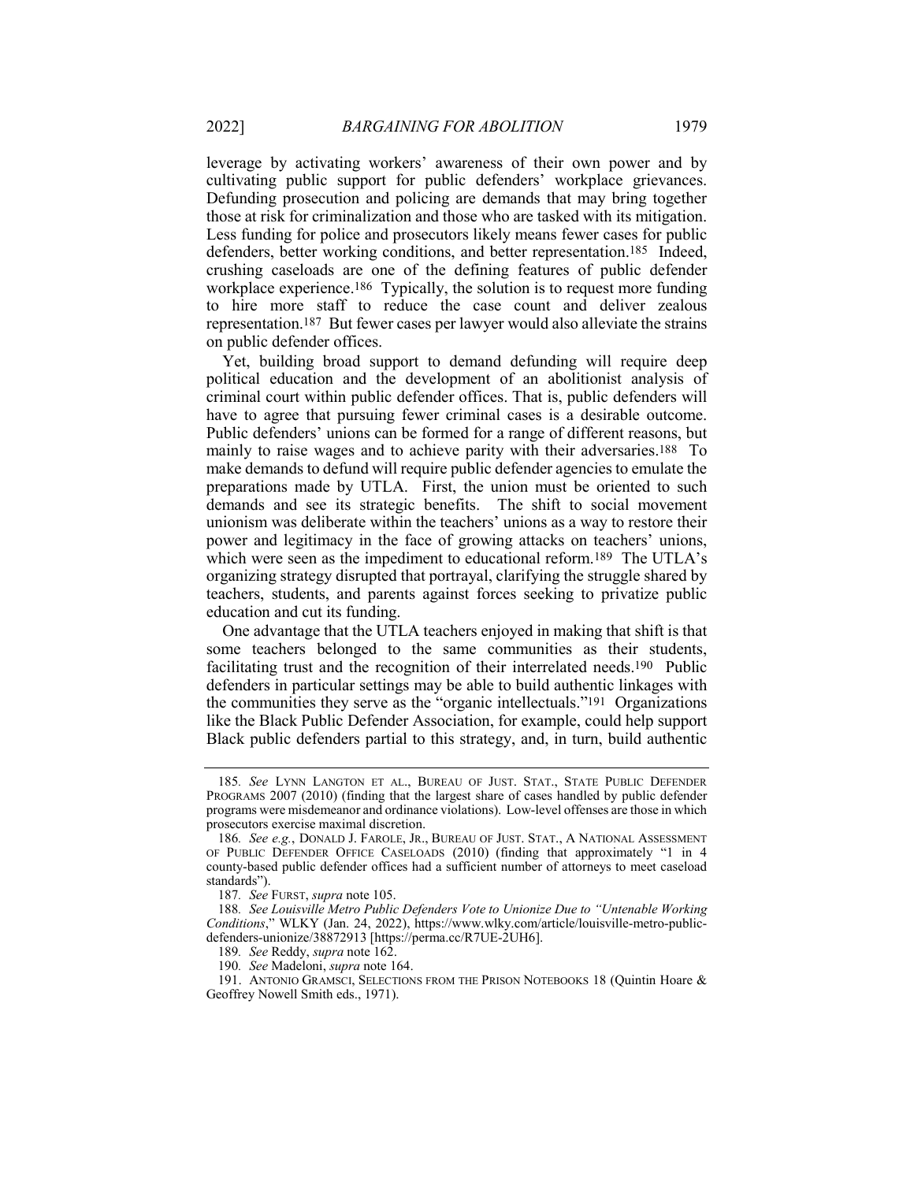leverage by activating workers' awareness of their own power and by cultivating public support for public defenders' workplace grievances. Defunding prosecution and policing are demands that may bring together those at risk for criminalization and those who are tasked with its mitigation. Less funding for police and prosecutors likely means fewer cases for public defenders, better working conditions, and better representation.[185] Indeed, crushing caseloads are one of the defining features of public defender workplace experience.[186] Typically, the solution is to request more funding to hire more staff to reduce the case count and deliver zealous representation.[187] But fewer cases per lawyer would also alleviate the strains on public defender offices.

Yet, building broad support to demand defunding will require deep political education and the development of an abolitionist analysis of criminal court within public defender offices. That is, public defenders will have to agree that pursuing fewer criminal cases is a desirable outcome. Public defenders' unions can be formed for a range of different reasons, but mainly to raise wages and to achieve parity with their adversaries.[188] To make demands to defund will require public defender agencies to emulate the preparations made by UTLA. First, the union must be oriented to such demands and see its strategic benefits. The shift to social movement unionism was deliberate within the teachers' unions as a way to restore their power and legitimacy in the face of growing attacks on teachers' unions, which were seen as the impediment to educational reform.[189] The UTLA's organizing strategy disrupted that portrayal, clarifying the struggle shared by teachers, students, and parents against forces seeking to privatize public education and cut its funding.

One advantage that the UTLA teachers enjoyed in making that shift is that some teachers belonged to the same communities as their students, facilitating trust and the recognition of their interrelated needs.[190] Public defenders in particular settings may be able to build authentic linkages with the communities they serve as the "organic intellectuals."[191] Organizations like the Black Public Defender Association, for example, could help support Black public defenders partial to this strategy, and, in turn, build authentic

---

185. *See* LYNN LANGTON ET AL., BUREAU OF JUST. STAT., STATE PUBLIC DEFENDER PROGRAMS 2007 (2010) (finding that the largest share of cases handled by public defender programs were misdemeanor and ordinance violations). Low-level offenses are those in which prosecutors exercise maximal discretion.

186. *See e.g.*, DONALD J. FAROLE, JR., BUREAU OF JUST. STAT., A NATIONAL ASSESSMENT OF PUBLIC DEFENDER OFFICE CASELOADS (2010) (finding that approximately "1 in 4 county-based public defender offices had a sufficient number of attorneys to meet caseload standards").

187. *See* FURST, *supra* note 105.

188. *See Louisville Metro Public Defenders Vote to Unionize Due to "Untenable Working Conditions*," WLKY (Jan. 24, 2022), https://www.wlky.com/article/louisville-metro-public-defenders-unionize/38872913 [https://perma.cc/R7UE-2UH6].

189. *See* Reddy, *supra* note 162.

190. *See* Madeloni, *supra* note 164.

191. ANTONIO GRAMSCI, SELECTIONS FROM THE PRISON NOTEBOOKS 18 (Quintin Hoare & Geoffrey Nowell Smith eds., 1971).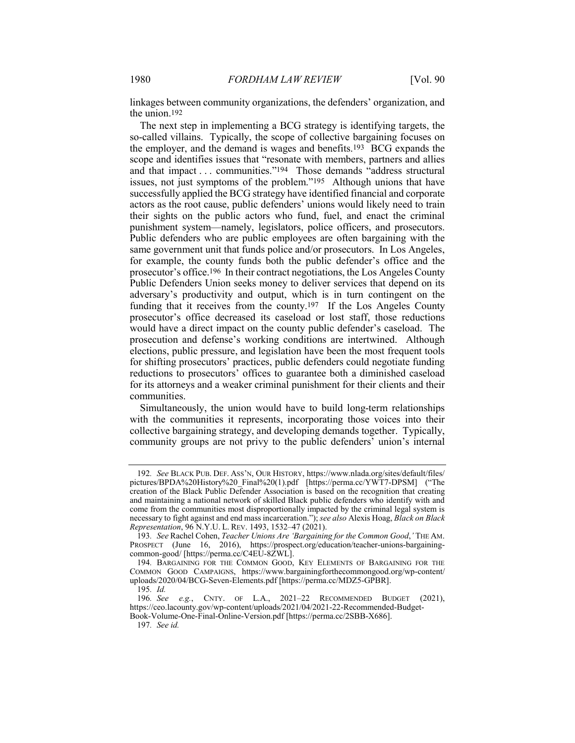linkages between community organizations, the defenders' organization, and the union.[192]

The next step in implementing a BCG strategy is identifying targets, the so-called villains. Typically, the scope of collective bargaining focuses on the employer, and the demand is wages and benefits.[193] BCG expands the scope and identifies issues that "resonate with members, partners and allies and that impact . . . communities."[194] Those demands "address structural issues, not just symptoms of the problem."[195] Although unions that have successfully applied the BCG strategy have identified financial and corporate actors as the root cause, public defenders' unions would likely need to train their sights on the public actors who fund, fuel, and enact the criminal punishment system—namely, legislators, police officers, and prosecutors. Public defenders who are public employees are often bargaining with the same government unit that funds police and/or prosecutors. In Los Angeles, for example, the county funds both the public defender's office and the prosecutor's office.[196] In their contract negotiations, the Los Angeles County Public Defenders Union seeks money to deliver services that depend on its adversary's productivity and output, which is in turn contingent on the funding that it receives from the county.[197] If the Los Angeles County prosecutor's office decreased its caseload or lost staff, those reductions would have a direct impact on the county public defender's caseload. The prosecution and defense's working conditions are intertwined. Although elections, public pressure, and legislation have been the most frequent tools for shifting prosecutors' practices, public defenders could negotiate funding reductions to prosecutors' offices to guarantee both a diminished caseload for its attorneys and a weaker criminal punishment for their clients and their communities.

Simultaneously, the union would have to build long-term relationships with the communities it represents, incorporating those voices into their collective bargaining strategy, and developing demands together. Typically, community groups are not privy to the public defenders' union's internal

---

192. *See* BLACK PUB. DEF. ASS'N, OUR HISTORY, https://www.nlada.org/sites/default/files/pictures/BPDA%20History%20_Final%20(1).pdf [https://perma.cc/YWT7-DPSM] ("The creation of the Black Public Defender Association is based on the recognition that creating and maintaining a national network of skilled Black public defenders who identify with and come from the communities most disproportionally impacted by the criminal legal system is necessary to fight against and end mass incarceration."); *see also* Alexis Hoag, *Black on Black Representation*, 96 N.Y.U. L. REV. 1493, 1532–47 (2021).

193. *See* Rachel Cohen, *Teacher Unions Are 'Bargaining for the Common Good*,*'* THE AM. PROSPECT (June 16, 2016), https://prospect.org/education/teacher-unions-bargaining-common-good/ [https://perma.cc/C4EU-8ZWL].

194. BARGAINING FOR THE COMMON GOOD, KEY ELEMENTS OF BARGAINING FOR THE COMMON GOOD CAMPAIGNS, https://www.bargainingforthecommongood.org/wp-content/uploads/2020/04/BCG-Seven-Elements.pdf [https://perma.cc/MDZ5-GPBR].

195. *Id.*

196. *See e.g.*, CNTY. OF L.A., 2021–22 RECOMMENDED BUDGET (2021), https://ceo.lacounty.gov/wp-content/uploads/2021/04/2021-22-Recommended-Budget-Book-Volume-One-Final-Online-Version.pdf [https://perma.cc/2SBB-X686].

197. *See id.*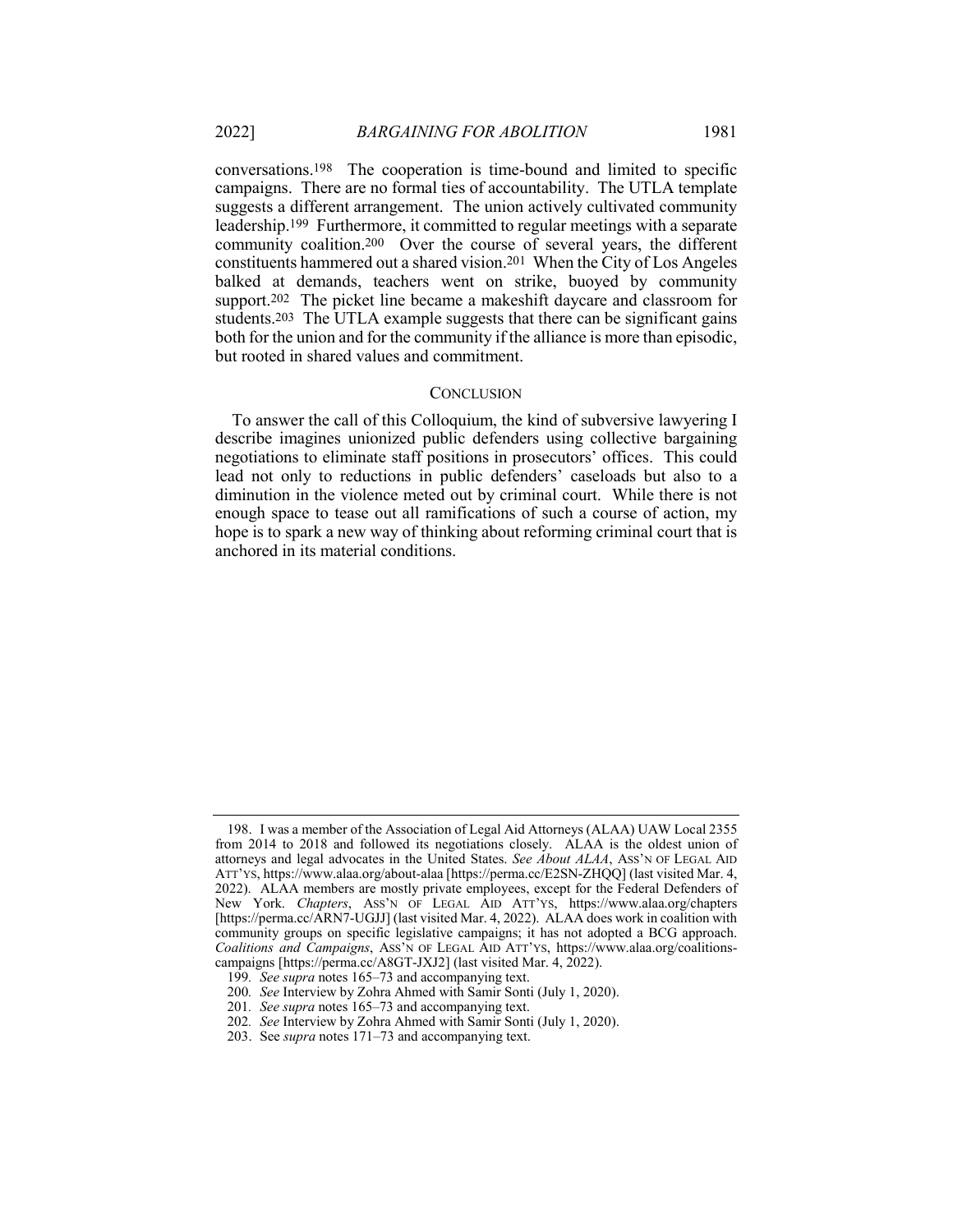conversations.[198] The cooperation is time-bound and limited to specific campaigns. There are no formal ties of accountability. The UTLA template suggests a different arrangement. The union actively cultivated community leadership.[199] Furthermore, it committed to regular meetings with a separate community coalition.[200] Over the course of several years, the different constituents hammered out a shared vision.[201] When the City of Los Angeles balked at demands, teachers went on strike, buoyed by community support.[202] The picket line became a makeshift daycare and classroom for students.[203] The UTLA example suggests that there can be significant gains both for the union and for the community if the alliance is more than episodic, but rooted in shared values and commitment.

## CONCLUSION

To answer the call of this Colloquium, the kind of subversive lawyering I describe imagines unionized public defenders using collective bargaining negotiations to eliminate staff positions in prosecutors' offices. This could lead not only to reductions in public defenders' caseloads but also to a diminution in the violence meted out by criminal court. While there is not enough space to tease out all ramifications of such a course of action, my hope is to spark a new way of thinking about reforming criminal court that is anchored in its material conditions.

---

198. I was a member of the Association of Legal Aid Attorneys (ALAA) UAW Local 2355 from 2014 to 2018 and followed its negotiations closely. ALAA is the oldest union of attorneys and legal advocates in the United States. *See About ALAA*, ASS'N OF LEGAL AID ATT'YS, https://www.alaa.org/about-alaa [https://perma.cc/E2SN-ZHQQ] (last visited Mar. 4, 2022). ALAA members are mostly private employees, except for the Federal Defenders of New York. *Chapters*, ASS'N OF LEGAL AID ATT'YS, https://www.alaa.org/chapters [https://perma.cc/ARN7-UGJJ] (last visited Mar. 4, 2022). ALAA does work in coalition with community groups on specific legislative campaigns; it has not adopted a BCG approach. *Coalitions and Campaigns*, ASS'N OF LEGAL AID ATT'YS, https://www.alaa.org/coalitions-campaigns [https://perma.cc/A8GT-JXJ2] (last visited Mar. 4, 2022).

199. *See supra* notes 165–73 and accompanying text.

200. *See* Interview by Zohra Ahmed with Samir Sonti (July 1, 2020).

201. *See supra* notes 165–73 and accompanying text.

202. *See* Interview by Zohra Ahmed with Samir Sonti (July 1, 2020).

203. See *supra* notes 171–73 and accompanying text.